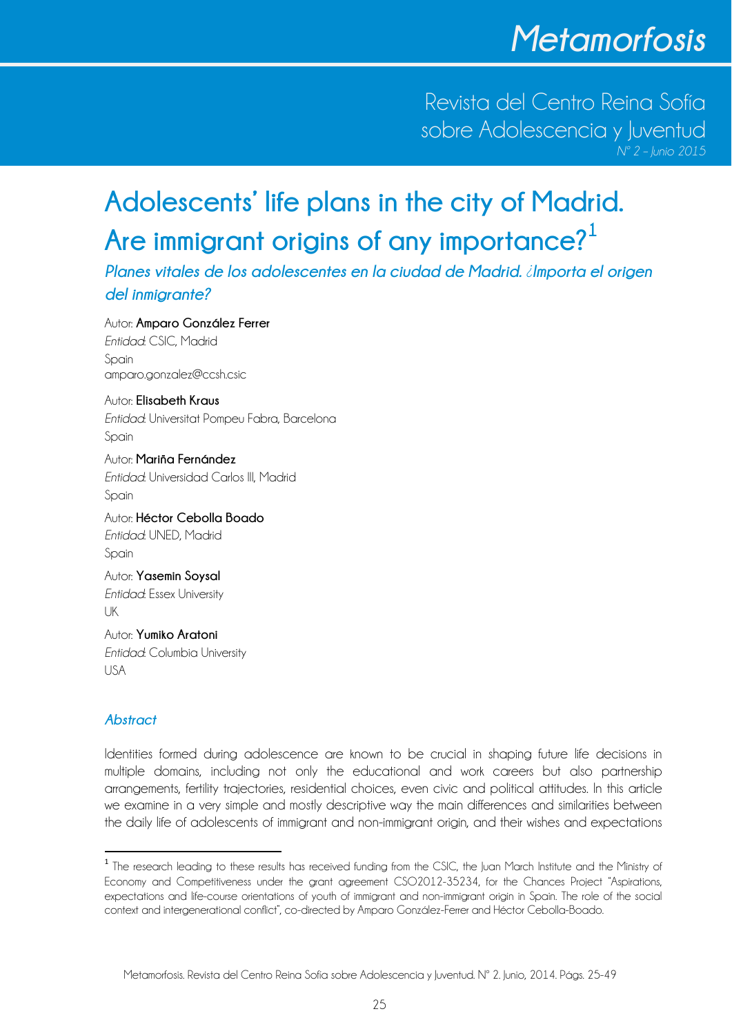# Adolescents' life plans in the city of Madrid. Are immigrant origins of any importance?[1]

## *Planes vitales de los adolescentes en la ciudad de Madrid. ¿Importa el origen del inmigrante?*

Autor: **Amparo González Ferrer**
*Entidad*: CSIC, Madrid
Spain
amparo.gonzalez@ccsh.csic

Autor: **Elisabeth Kraus**
*Entidad*: Universitat Pompeu Fabra, Barcelona
Spain

Autor: **Mariña Fernández**
*Entidad*: Universidad Carlos III, Madrid
Spain

Autor: **Héctor Cebolla Boado**
*Entidad*: UNED, Madrid
Spain

Autor: **Yasemin Soysal**
*Entidad*: Essex University
UK

Autor: **Yumiko Aratoni**
*Entidad*: Columbia University
USA

### *Abstract*

Identities formed during adolescence are known to be crucial in shaping future life decisions in multiple domains, including not only the educational and work careers but also partnership arrangements, fertility trajectories, residential choices, even civic and political attitudes. In this article we examine in a very simple and mostly descriptive way the main differences and similarities between the daily life of adolescents of immigrant and non-immigrant origin, and their wishes and expectations

---

[1] The research leading to these results has received funding from the CSIC, the Juan March Institute and the Ministry of Economy and Competitiveness under the grant agreement CSO2012-35234, for the Chances Project "Aspirations, expectations and life-course orientations of youth of immigrant and non-immigrant origin in Spain. The role of the social context and intergenerational conflict", co-directed by Amparo González-Ferrer and Héctor Cebolla-Boado.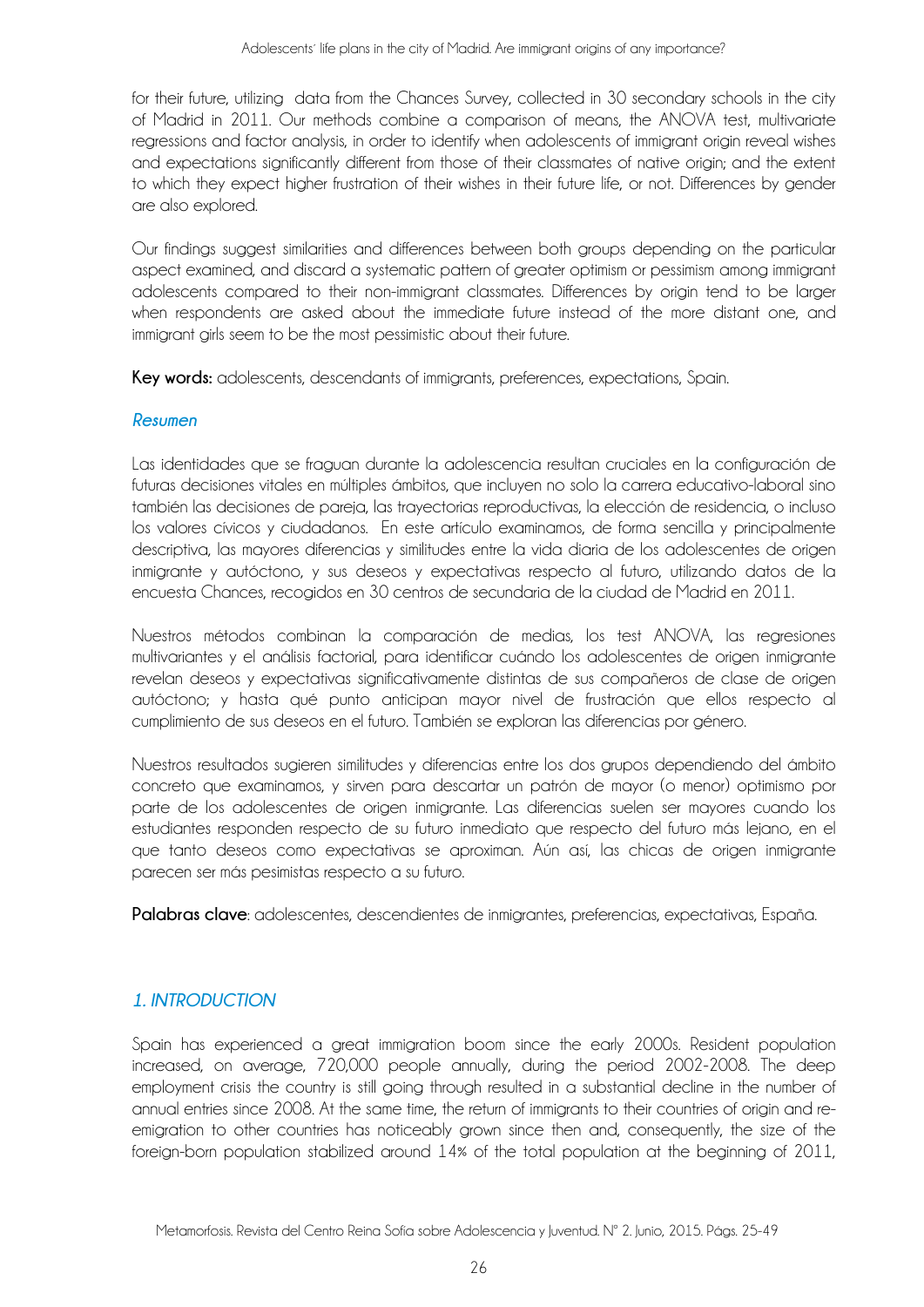for their future, utilizing data from the Chances Survey, collected in 30 secondary schools in the city of Madrid in 2011. Our methods combine a comparison of means, the ANOVA test, multivariate regressions and factor analysis, in order to identify when adolescents of immigrant origin reveal wishes and expectations significantly different from those of their classmates of native origin; and the extent to which they expect higher frustration of their wishes in their future life, or not. Differences by gender are also explored.

Our findings suggest similarities and differences between both groups depending on the particular aspect examined, and discard a systematic pattern of greater optimism or pessimism among immigrant adolescents compared to their non-immigrant classmates. Differences by origin tend to be larger when respondents are asked about the immediate future instead of the more distant one, and immigrant girls seem to be the most pessimistic about their future.

**Key words:** adolescents, descendants of immigrants, preferences, expectations, Spain.

### *Resumen*

Las identidades que se fraguan durante la adolescencia resultan cruciales en la configuración de futuras decisiones vitales en múltiples ámbitos, que incluyen no solo la carrera educativo-laboral sino también las decisiones de pareja, las trayectorias reproductivas, la elección de residencia, o incluso los valores cívicos y ciudadanos. En este artículo examinamos, de forma sencilla y principalmente descriptiva, las mayores diferencias y similitudes entre la vida diaria de los adolescentes de origen inmigrante y autóctono, y sus deseos y expectativas respecto al futuro, utilizando datos de la encuesta Chances, recogidos en 30 centros de secundaria de la ciudad de Madrid en 2011.

Nuestros métodos combinan la comparación de medias, los test ANOVA, las regresiones multivariantes y el análisis factorial, para identificar cuándo los adolescentes de origen inmigrante revelan deseos y expectativas significativamente distintas de sus compañeros de clase de origen autóctono; y hasta qué punto anticipan mayor nivel de frustración que ellos respecto al cumplimiento de sus deseos en el futuro. También se exploran las diferencias por género.

Nuestros resultados sugieren similitudes y diferencias entre los dos grupos dependiendo del ámbito concreto que examinamos, y sirven para descartar un patrón de mayor (o menor) optimismo por parte de los adolescentes de origen inmigrante. Las diferencias suelen ser mayores cuando los estudiantes responden respecto de su futuro inmediato que respecto del futuro más lejano, en el que tanto deseos como expectativas se aproximan. Aún así, las chicas de origen inmigrante parecen ser más pesimistas respecto a su futuro.

**Palabras clave**: adolescentes, descendientes de inmigrantes, preferencias, expectativas, España.

## *1. INTRODUCTION*

Spain has experienced a great immigration boom since the early 2000s. Resident population increased, on average, 720,000 people annually, during the period 2002-2008. The deep employment crisis the country is still going through resulted in a substantial decline in the number of annual entries since 2008. At the same time, the return of immigrants to their countries of origin and re-emigration to other countries has noticeably grown since then and, consequently, the size of the foreign-born population stabilized around 14% of the total population at the beginning of 2011,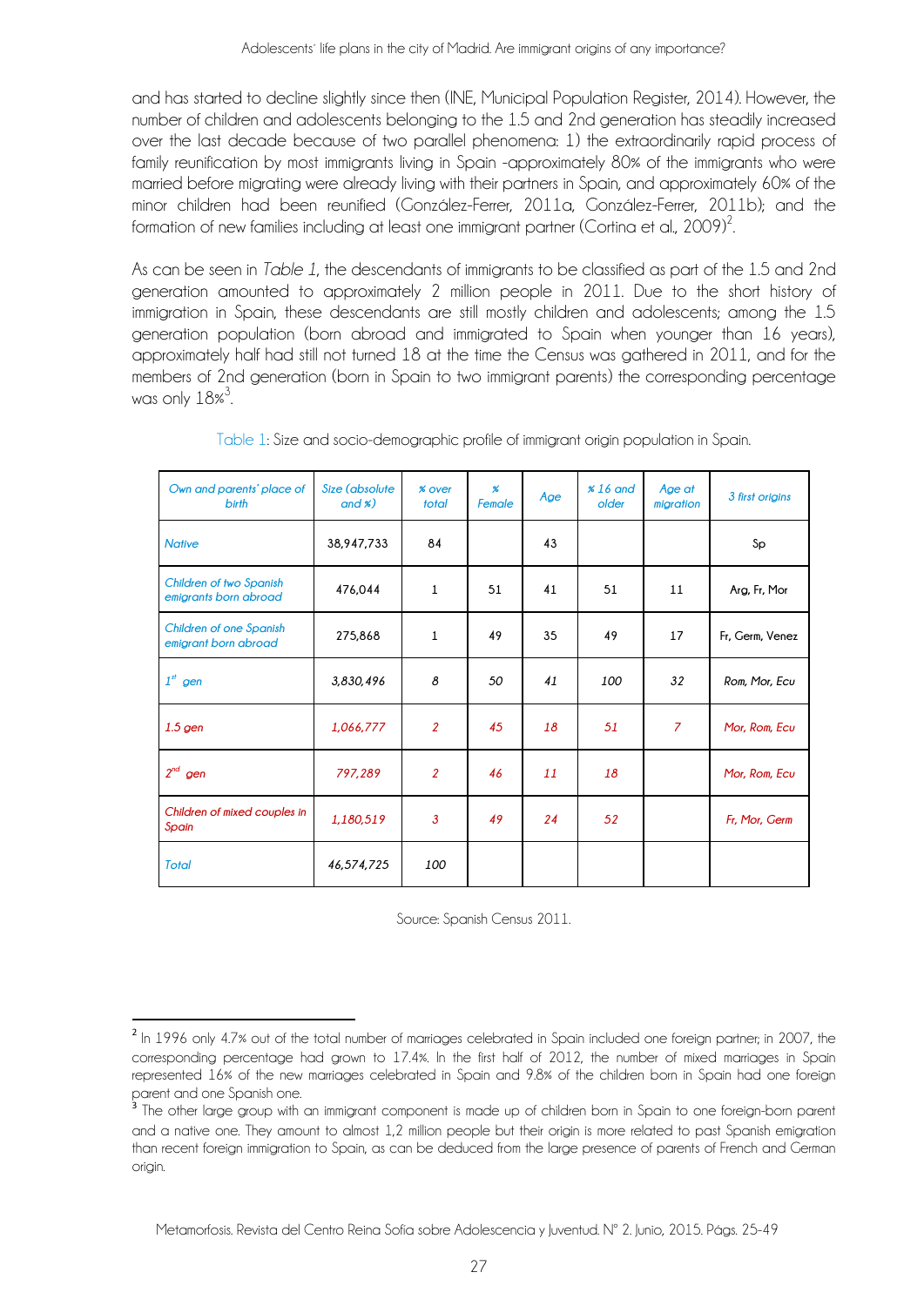and has started to decline slightly since then (INE, Municipal Population Register, 2014). However, the number of children and adolescents belonging to the 1.5 and 2nd generation has steadily increased over the last decade because of two parallel phenomena: 1) the extraordinarily rapid process of family reunification by most immigrants living in Spain -approximately 80% of the immigrants who were married before migrating were already living with their partners in Spain, and approximately 60% of the minor children had been reunified (González-Ferrer, 2011a, González-Ferrer, 2011b); and the formation of new families including at least one immigrant partner (Cortina et al., 2009)[2].

As can be seen in *Table 1*, the descendants of immigrants to be classified as part of the 1.5 and 2nd generation amounted to approximately 2 million people in 2011. Due to the short history of immigration in Spain, these descendants are still mostly children and adolescents; among the 1.5 generation population (born abroad and immigrated to Spain when younger than 16 years), approximately half had still not turned 18 at the time the Census was gathered in 2011, and for the members of 2nd generation (born in Spain to two immigrant parents) the corresponding percentage was only 18%[3].

Table 1: Size and socio-demographic profile of immigrant origin population in Spain.

| *Own and parents' place of birth* | *Size (absolute and %)* | *% over total* | *% Female* | *Age* | *% 16 and older* | *Age at migration* | *3 first origins* |
|---|---|---|---|---|---|---|---|
| *Native* | 38,947,733 | 84 | | 43 | | | Sp |
| *Children of two Spanish emigrants born abroad* | 476,044 | 1 | 51 | 41 | 51 | 11 | Arg, Fr, Mor |
| *Children of one Spanish emigrant born abroad* | 275,868 | 1 | 49 | 35 | 49 | 17 | Fr, Germ, Venez |
| *1st gen* | *3,830,496* | *8* | *50* | *41* | *100* | *32* | *Rom, Mor, Ecu* |
| *1.5 gen* | *1,066,777* | *2* | *45* | *18* | *51* | *7* | *Mor, Rom, Ecu* |
| *2nd gen* | *797,289* | *2* | *46* | *11* | *18* | | *Mor, Rom, Ecu* |
| *Children of mixed couples in Spain* | *1,180,519* | *3* | *49* | *24* | *52* | | *Fr, Mor, Germ* |
| *Total* | *46,574,725* | *100* | | | | | |

Source: Spanish Census 2011.

---

[2] In 1996 only 4.7% out of the total number of marriages celebrated in Spain included one foreign partner; in 2007, the corresponding percentage had grown to 17.4%. In the first half of 2012, the number of mixed marriages in Spain represented 16% of the new marriages celebrated in Spain and 9.8% of the children born in Spain had one foreign parent and one Spanish one.

[3] The other large group with an immigrant component is made up of children born in Spain to one foreign-born parent and a native one. They amount to almost 1,2 million people but their origin is more related to past Spanish emigration than recent foreign immigration to Spain, as can be deduced from the large presence of parents of French and German origin.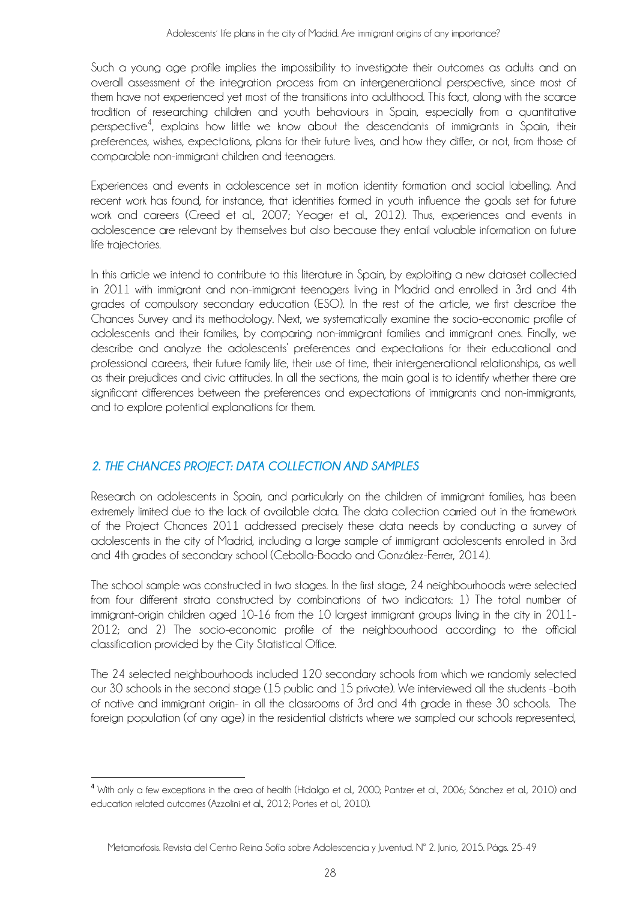Such a young age profile implies the impossibility to investigate their outcomes as adults and an overall assessment of the integration process from an intergenerational perspective, since most of them have not experienced yet most of the transitions into adulthood. This fact, along with the scarce tradition of researching children and youth behaviours in Spain, especially from a quantitative perspective[4], explains how little we know about the descendants of immigrants in Spain, their preferences, wishes, expectations, plans for their future lives, and how they differ, or not, from those of comparable non-immigrant children and teenagers.

Experiences and events in adolescence set in motion identity formation and social labelling. And recent work has found, for instance, that identities formed in youth influence the goals set for future work and careers (Creed et al., 2007; Yeager et al., 2012). Thus, experiences and events in adolescence are relevant by themselves but also because they entail valuable information on future life trajectories.

In this article we intend to contribute to this literature in Spain, by exploiting a new dataset collected in 2011 with immigrant and non-immigrant teenagers living in Madrid and enrolled in 3rd and 4th grades of compulsory secondary education (ESO). In the rest of the article, we first describe the Chances Survey and its methodology. Next, we systematically examine the socio-economic profile of adolescents and their families, by comparing non-immigrant families and immigrant ones. Finally, we describe and analyze the adolescents' preferences and expectations for their educational and professional careers, their future family life, their use of time, their intergenerational relationships, as well as their prejudices and civic attitudes. In all the sections, the main goal is to identify whether there are significant differences between the preferences and expectations of immigrants and non-immigrants, and to explore potential explanations for them.

## 2. THE CHANCES PROJECT: DATA COLLECTION AND SAMPLES

Research on adolescents in Spain, and particularly on the children of immigrant families, has been extremely limited due to the lack of available data. The data collection carried out in the framework of the Project Chances 2011 addressed precisely these data needs by conducting a survey of adolescents in the city of Madrid, including a large sample of immigrant adolescents enrolled in 3rd and 4th grades of secondary school (Cebolla-Boado and González-Ferrer, 2014).

The school sample was constructed in two stages. In the first stage, 24 neighbourhoods were selected from four different strata constructed by combinations of two indicators: 1) The total number of immigrant-origin children aged 10-16 from the 10 largest immigrant groups living in the city in 2011-2012; and 2) The socio-economic profile of the neighbourhood according to the official classification provided by the City Statistical Office.

The 24 selected neighbourhoods included 120 secondary schools from which we randomly selected our 30 schools in the second stage (15 public and 15 private). We interviewed all the students –both of native and immigrant origin- in all the classrooms of 3rd and 4th grade in these 30 schools. The foreign population (of any age) in the residential districts where we sampled our schools represented,

[4] With only a few exceptions in the area of health (Hidalgo et al., 2000; Pantzer et al., 2006; Sánchez et al., 2010) and education related outcomes (Azzolini et al., 2012; Portes et al., 2010).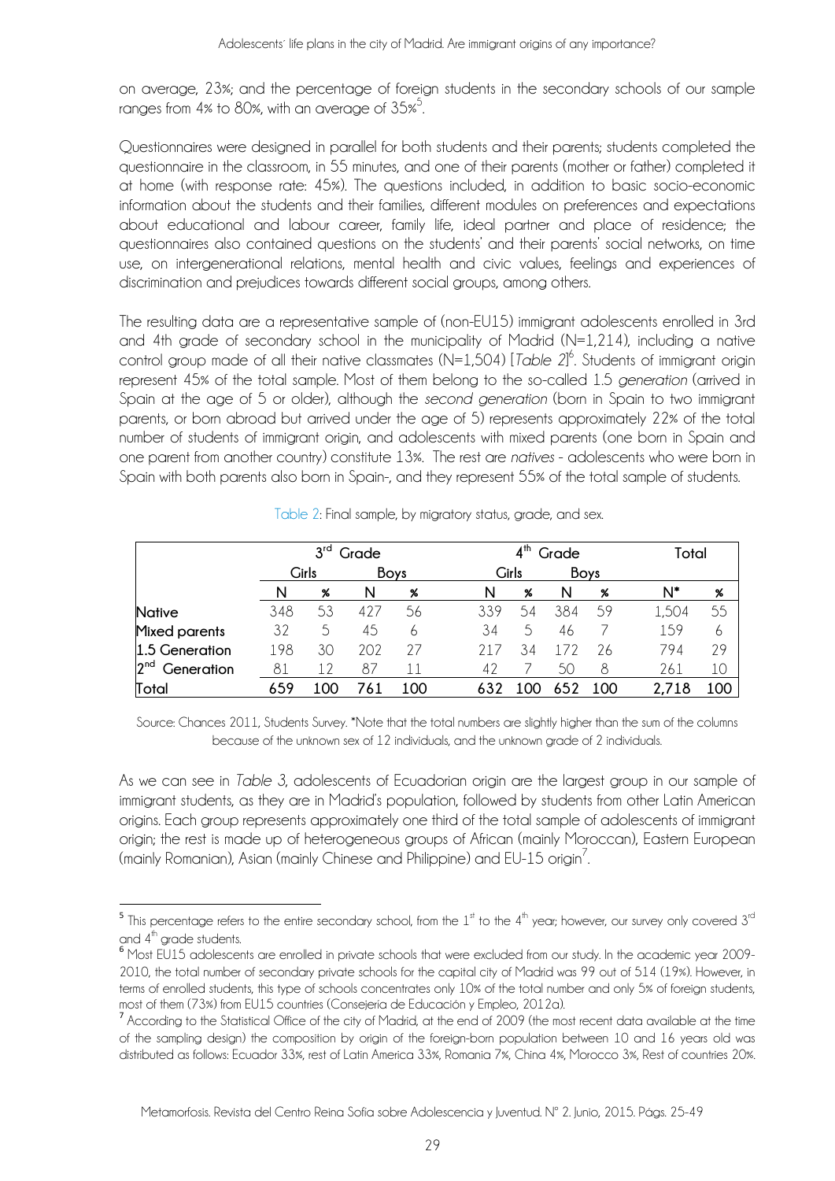on average, 23%; and the percentage of foreign students in the secondary schools of our sample ranges from 4% to 80%, with an average of 35%[5].

Questionnaires were designed in parallel for both students and their parents; students completed the questionnaire in the classroom, in 55 minutes, and one of their parents (mother or father) completed it at home (with response rate: 45%). The questions included, in addition to basic socio-economic information about the students and their families, different modules on preferences and expectations about educational and labour career, family life, ideal partner and place of residence; the questionnaires also contained questions on the students' and their parents' social networks, on time use, on intergenerational relations, mental health and civic values, feelings and experiences of discrimination and prejudices towards different social groups, among others.

The resulting data are a representative sample of (non-EU15) immigrant adolescents enrolled in 3rd and 4th grade of secondary school in the municipality of Madrid (N=1,214), including a native control group made of all their native classmates (N=1,504) [*Table 2*][6]. Students of immigrant origin represent 45% of the total sample. Most of them belong to the so-called 1.5 *generation* (arrived in Spain at the age of 5 or older), although the *second generation* (born in Spain to two immigrant parents, or born abroad but arrived under the age of 5) represents approximately 22% of the total number of students of immigrant origin, and adolescents with mixed parents (one born in Spain and one parent from another country) constitute 13%. The rest are *natives* - adolescents who were born in Spain with both parents also born in Spain-, and they represent 55% of the total sample of students.

Table 2: Final sample, by migratory status, grade, and sex.

| | 3rd Grade | | | | 4th Grade | | | | Total | |
|---|---|---|---|---|---|---|---|---|---|---|
| | Girls | | Boys | | Girls | | Boys | | | |
| | N | % | N | % | N | % | N | % | N* | % |
| **Native** | 348 | 53 | 427 | 56 | 339 | 54 | 384 | 59 | 1,504 | 55 |
| **Mixed parents** | 32 | 5 | 45 | 6 | 34 | 5 | 46 | 7 | 159 | 6 |
| **1.5 Generation** | 198 | 30 | 202 | 27 | 217 | 34 | 172 | 26 | 794 | 29 |
| **2nd Generation** | 81 | 12 | 87 | 11 | 42 | 7 | 50 | 8 | 261 | 10 |
| **Total** | **659** | **100** | **761** | **100** | **632** | **100** | **652** | **100** | **2,718** | **100** |

Source: Chances 2011, Students Survey. *Note that the total numbers are slightly higher than the sum of the columns because of the unknown sex of 12 individuals, and the unknown grade of 2 individuals.

As we can see in *Table 3*, adolescents of Ecuadorian origin are the largest group in our sample of immigrant students, as they are in Madrid's population, followed by students from other Latin American origins. Each group represents approximately one third of the total sample of adolescents of immigrant origin; the rest is made up of heterogeneous groups of African (mainly Moroccan), Eastern European (mainly Romanian), Asian (mainly Chinese and Philippine) and EU-15 origin[7].

[5] This percentage refers to the entire secondary school, from the 1st to the 4th year; however, our survey only covered 3rd and 4th grade students.

[6] Most EU15 adolescents are enrolled in private schools that were excluded from our study. In the academic year 2009-2010, the total number of secondary private schools for the capital city of Madrid was 99 out of 514 (19%). However, in terms of enrolled students, this type of schools concentrates only 10% of the total number and only 5% of foreign students, most of them (73%) from EU15 countries (Consejería de Educación y Empleo, 2012a).

[7] According to the Statistical Office of the city of Madrid, at the end of 2009 (the most recent data available at the time of the sampling design) the composition by origin of the foreign-born population between 10 and 16 years old was distributed as follows: Ecuador 33%, rest of Latin America 33%, Romania 7%, China 4%, Morocco 3%, Rest of countries 20%.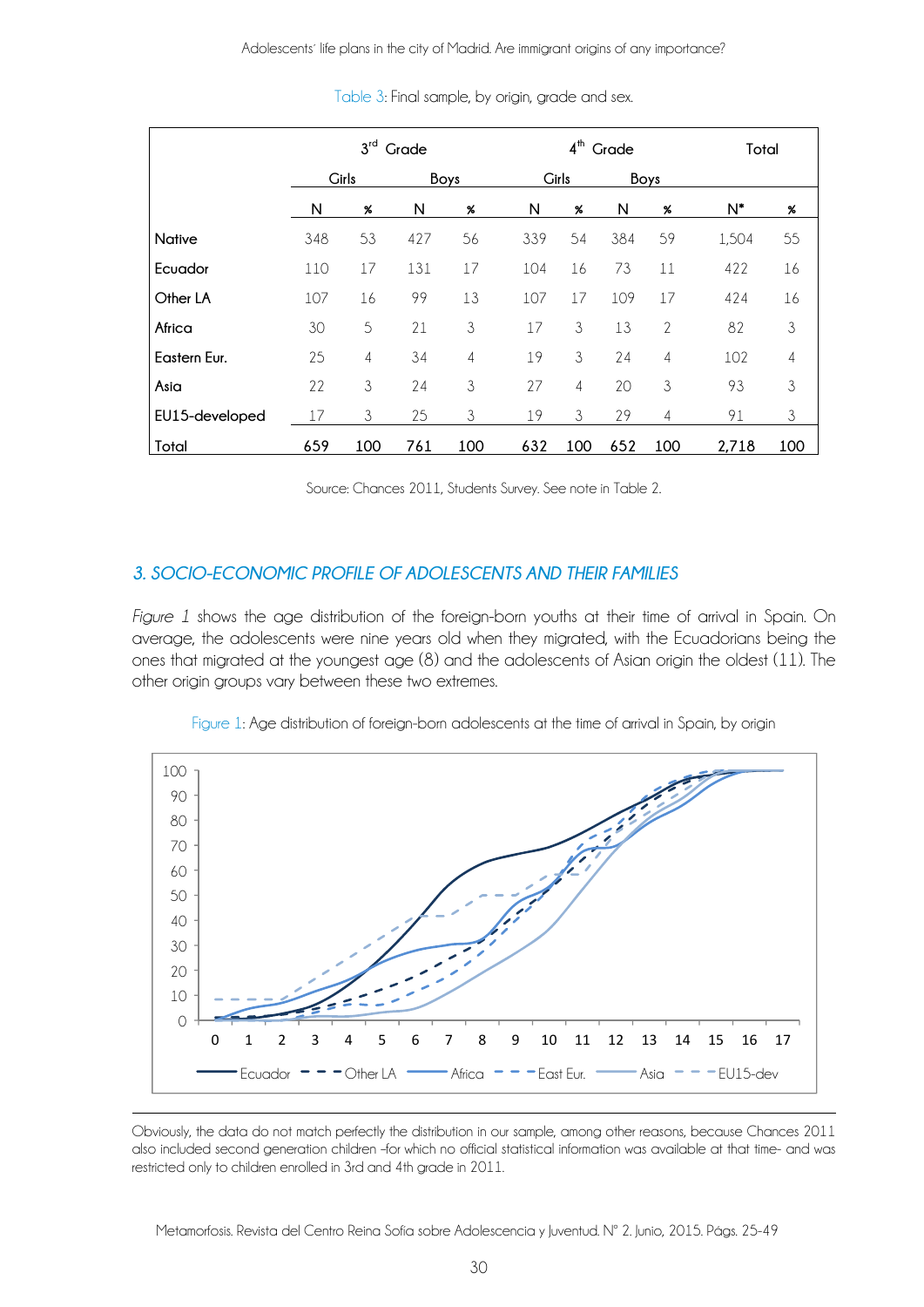Table 3: Final sample, by origin, grade and sex.

| | 3rd Grade | | | | 4th Grade | | | | Total | |
|---|---|---|---|---|---|---|---|---|---|---|
| | Girls | | Boys | | Girls | | Boys | | | |
| | N | % | N | % | N | % | N | % | N* | % |
| Native | 348 | 53 | 427 | 56 | 339 | 54 | 384 | 59 | 1,504 | 55 |
| Ecuador | 110 | 17 | 131 | 17 | 104 | 16 | 73 | 11 | 422 | 16 |
| Other LA | 107 | 16 | 99 | 13 | 107 | 17 | 109 | 17 | 424 | 16 |
| Africa | 30 | 5 | 21 | 3 | 17 | 3 | 13 | 2 | 82 | 3 |
| Eastern Eur. | 25 | 4 | 34 | 4 | 19 | 3 | 24 | 4 | 102 | 4 |
| Asia | 22 | 3 | 24 | 3 | 27 | 4 | 20 | 3 | 93 | 3 |
| EU15-developed | 17 | 3 | 25 | 3 | 19 | 3 | 29 | 4 | 91 | 3 |
| **Total** | **659** | **100** | **761** | **100** | **632** | **100** | **652** | **100** | **2,718** | **100** |

Source: Chances 2011, Students Survey. See note in Table 2.

## 3. SOCIO-ECONOMIC PROFILE OF ADOLESCENTS AND THEIR FAMILIES

*Figure 1* shows the age distribution of the foreign-born youths at their time of arrival in Spain. On average, the adolescents were nine years old when they migrated, with the Ecuadorians being the ones that migrated at the youngest age (8) and the adolescents of Asian origin the oldest (11). The other origin groups vary between these two extremes.

Figure 1: Age distribution of foreign-born adolescents at the time of arrival in Spain, by origin

---

Obviously, the data do not match perfectly the distribution in our sample, among other reasons, because Chances 2011 also included second generation children –for which no official statistical information was available at that time- and was restricted only to children enrolled in 3rd and 4th grade in 2011.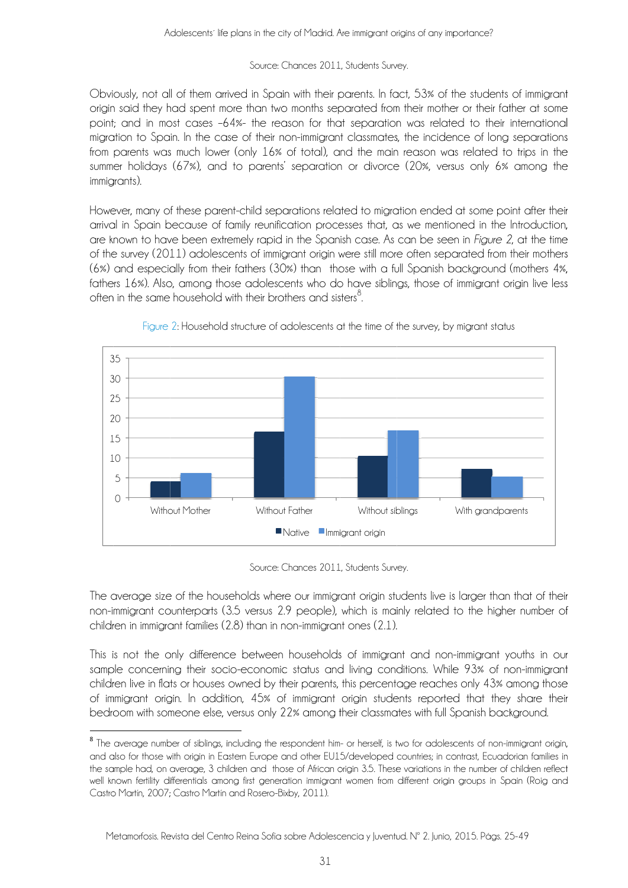Source: Chances 2011, Students Survey.

Obviously, not all of them arrived in Spain with their parents. In fact, 53% of the students of immigrant origin said they had spent more than two months separated from their mother or their father at some point; and in most cases -64%- the reason for that separation was related to their international migration to Spain. In the case of their non-immigrant classmates, the incidence of long separations from parents was much lower (only 16% of total), and the main reason was related to trips in the summer holidays (67%), and to parents' separation or divorce (20%, versus only 6% among the immigrants).

However, many of these parent-child separations related to migration ended at some point after their arrival in Spain because of family reunification processes that, as we mentioned in the Introduction, are known to have been extremely rapid in the Spanish case. As can be seen in *Figure 2*, at the time of the survey (2011) adolescents of immigrant origin were still more often separated from their mothers (6%) and especially from their fathers (30%) than those with a full Spanish background (mothers 4%, fathers 16%). Also, among those adolescents who do have siblings, those of immigrant origin live less often in the same household with their brothers and sisters[8].

Figure 2: Household structure of adolescents at the time of the survey, by migrant status

Source: Chances 2011, Students Survey.

The average size of the households where our immigrant origin students live is larger than that of their non-immigrant counterparts (3.5 versus 2.9 people), which is mainly related to the higher number of children in immigrant families (2.8) than in non-immigrant ones (2.1).

This is not the only difference between households of immigrant and non-immigrant youths in our sample concerning their socio-economic status and living conditions. While 93% of non-immigrant children live in flats or houses owned by their parents, this percentage reaches only 43% among those of immigrant origin. In addition, 45% of immigrant origin students reported that they share their bedroom with someone else, versus only 22% among their classmates with full Spanish background.

---

[8] The average number of siblings, including the respondent him- or herself, is two for adolescents of non-immigrant origin, and also for those with origin in Eastern Europe and other EU15/developed countries; in contrast, Ecuadorian families in the sample had, on average, 3 children and those of African origin 3.5. These variations in the number of children reflect well known fertility differentials among first generation immigrant women from different origin groups in Spain (Roig and Castro Martin, 2007; Castro Martin and Rosero-Bixby, 2011).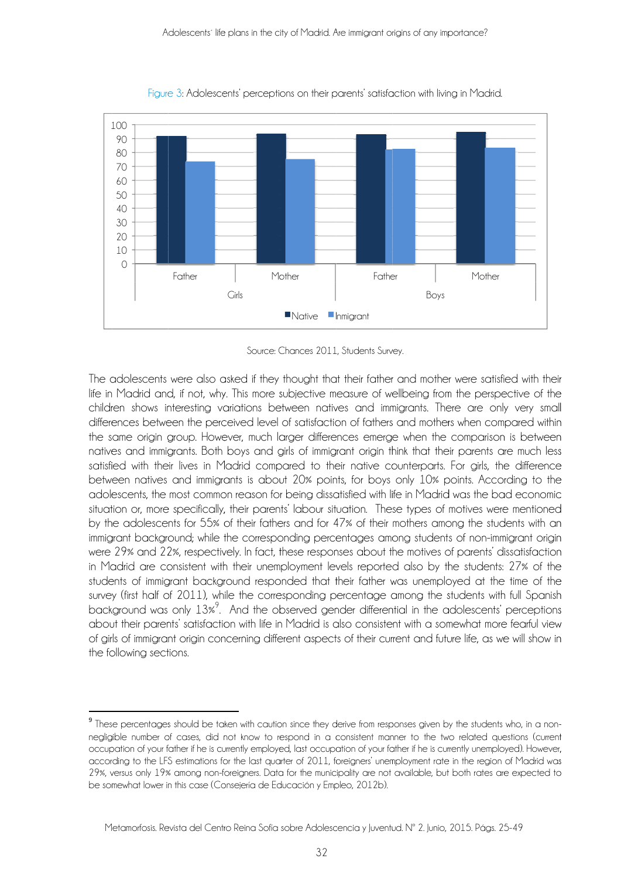Figure 3: Adolescents' perceptions on their parents' satisfaction with living in Madrid.

Source: Chances 2011, Students Survey.

The adolescents were also asked if they thought that their father and mother were satisfied with their life in Madrid and, if not, why. This more subjective measure of wellbeing from the perspective of the children shows interesting variations between natives and immigrants. There are only very small differences between the perceived level of satisfaction of fathers and mothers when compared within the same origin group. However, much larger differences emerge when the comparison is between natives and immigrants. Both boys and girls of immigrant origin think that their parents are much less satisfied with their lives in Madrid compared to their native counterparts. For girls, the difference between natives and immigrants is about 20% points, for boys only 10% points. According to the adolescents, the most common reason for being dissatisfied with life in Madrid was the bad economic situation or, more specifically, their parents' labour situation. These types of motives were mentioned by the adolescents for 55% of their fathers and for 47% of their mothers among the students with an immigrant background; while the corresponding percentages among students of non-immigrant origin were 29% and 22%, respectively. In fact, these responses about the motives of parents' dissatisfaction in Madrid are consistent with their unemployment levels reported also by the students: 27% of the students of immigrant background responded that their father was unemployed at the time of the survey (first half of 2011), while the corresponding percentage among the students with full Spanish background was only 13%[9]. And the observed gender differential in the adolescents' perceptions about their parents' satisfaction with life in Madrid is also consistent with a somewhat more fearful view of girls of immigrant origin concerning different aspects of their current and future life, as we will show in the following sections.

---

[9] These percentages should be taken with caution since they derive from responses given by the students who, in a non-negligible number of cases, did not know to respond in a consistent manner to the two related questions (current occupation of your father if he is currently employed, last occupation of your father if he is currently unemployed). However, according to the LFS estimations for the last quarter of 2011, foreigners' unemployment rate in the region of Madrid was 29%, versus only 19% among non-foreigners. Data for the municipality are not available, but both rates are expected to be somewhat lower in this case (Consejería de Educación y Empleo, 2012b).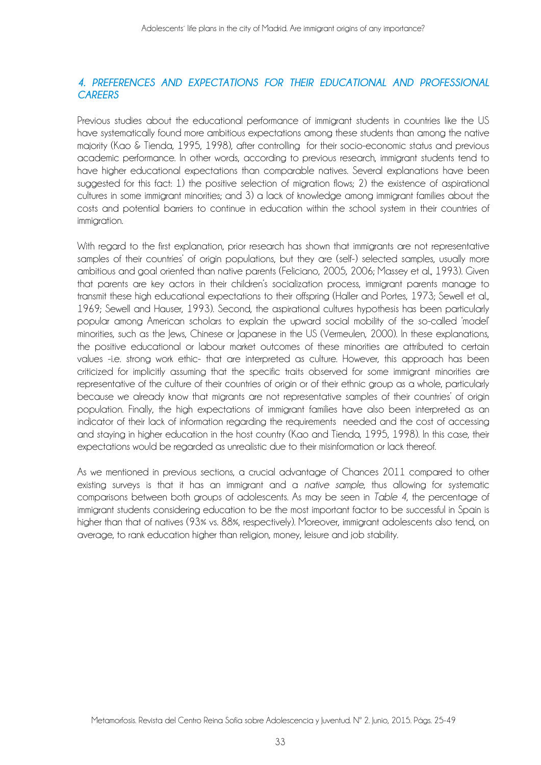## *4. PREFERENCES AND EXPECTATIONS FOR THEIR EDUCATIONAL AND PROFESSIONAL CAREERS*

Previous studies about the educational performance of immigrant students in countries like the US have systematically found more ambitious expectations among these students than among the native majority (Kao & Tienda, 1995, 1998), after controlling for their socio-economic status and previous academic performance. In other words, according to previous research, immigrant students tend to have higher educational expectations than comparable natives. Several explanations have been suggested for this fact: 1) the positive selection of migration flows; 2) the existence of aspirational cultures in some immigrant minorities; and 3) a lack of knowledge among immigrant families about the costs and potential barriers to continue in education within the school system in their countries of immigration.

With regard to the first explanation, prior research has shown that immigrants are not representative samples of their countries' of origin populations, but they are (self-) selected samples, usually more ambitious and goal oriented than native parents (Feliciano, 2005, 2006; Massey et al., 1993). Given that parents are key actors in their children's socialization process, immigrant parents manage to transmit these high educational expectations to their offspring (Haller and Portes, 1973; Sewell et al., 1969; Sewell and Hauser, 1993). Second, the aspirational cultures hypothesis has been particularly popular among American scholars to explain the upward social mobility of the so-called 'model' minorities, such as the Jews, Chinese or Japanese in the US (Vermeulen, 2000). In these explanations, the positive educational or labour market outcomes of these minorities are attributed to certain values -i.e. strong work ethic- that are interpreted as culture. However, this approach has been criticized for implicitly assuming that the specific traits observed for some immigrant minorities are representative of the culture of their countries of origin or of their ethnic group as a whole, particularly because we already know that migrants are not representative samples of their countries' of origin population. Finally, the high expectations of immigrant families have also been interpreted as an indicator of their lack of information regarding the requirements needed and the cost of accessing and staying in higher education in the host country (Kao and Tienda, 1995, 1998). In this case, their expectations would be regarded as unrealistic due to their misinformation or lack thereof.

As we mentioned in previous sections, a crucial advantage of Chances 2011 compared to other existing surveys is that it has an immigrant and a *native sample*, thus allowing for systematic comparisons between both groups of adolescents. As may be seen in *Table 4*, the percentage of immigrant students considering education to be the most important factor to be successful in Spain is higher than that of natives (93% vs. 88%, respectively). Moreover, immigrant adolescents also tend, on average, to rank education higher than religion, money, leisure and job stability.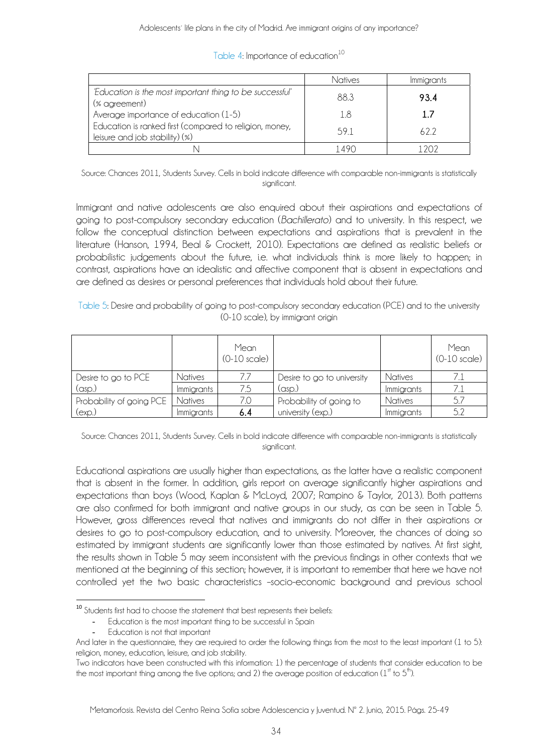Table 4: Importance of education[10]

| | Natives | Immigrants |
|---|---|---|
| 'Education is the most important thing to be successful' (% agreement) | 88.3 | **93.4** |
| Average importance of education (1-5) | 1.8 | **1.7** |
| Education is ranked first (compared to religion, money, leisure and job stability) (%) | 59.1 | 62.2 |
| N | 1490 | 1202 |

Source: Chances 2011, Students Survey. Cells in bold indicate difference with comparable non-immigrants is statistically significant.

Immigrant and native adolescents are also enquired about their aspirations and expectations of going to post-compulsory secondary education (*Bachillerato*) and to university. In this respect, we follow the conceptual distinction between expectations and aspirations that is prevalent in the literature (Hanson, 1994, Beal & Crockett, 2010). Expectations are defined as realistic beliefs or probabilistic judgements about the future, i.e. what individuals think is more likely to happen; in contrast, aspirations have an idealistic and affective component that is absent in expectations and are defined as desires or personal preferences that individuals hold about their future.

Table 5: Desire and probability of going to post-compulsory secondary education (PCE) and to the university (0-10 scale), by immigrant origin

| | | Mean (0-10 scale) | | | Mean (0-10 scale) |
|---|---|---|---|---|---|
| Desire to go to PCE (asp.) | Natives | 7.7 | Desire to go to university (asp.) | Natives | 7.1 |
| | Immigrants | 7.5 | | Immigrants | 7.1 |
| Probability of going PCE (exp.) | Natives | 7.0 | Probability of going to university (exp.) | Natives | 5.7 |
| | Immigrants | **6.4** | | Immigrants | 5.2 |

Source: Chances 2011, Students Survey. Cells in bold indicate difference with comparable non-immigrants is statistically significant.

Educational aspirations are usually higher than expectations, as the latter have a realistic component that is absent in the former. In addition, girls report on average significantly higher aspirations and expectations than boys (Wood, Kaplan & McLoyd, 2007; Rampino & Taylor, 2013). Both patterns are also confirmed for both immigrant and native groups in our study, as can be seen in Table 5. However, gross differences reveal that natives and immigrants do not differ in their aspirations or desires to go to post-compulsory education, and to university. Moreover, the chances of doing so estimated by immigrant students are significantly lower than those estimated by natives. At first sight, the results shown in Table 5 may seem inconsistent with the previous findings in other contexts that we mentioned at the beginning of this section; however, it is important to remember that here we have not controlled yet the two basic characteristics –socio-economic background and previous school

---

[10] Students first had to choose the statement that best represents their beliefs:

- Education is the most important thing to be successful in Spain
- Education is not that important

And later in the questionnaire, they are required to order the following things from the most to the least important (1 to 5): religion, money, education, leisure, and job stability.

Two indicators have been constructed with this information: 1) the percentage of students that consider education to be the most important thing among the five options; and 2) the average position of education (1st to 5th).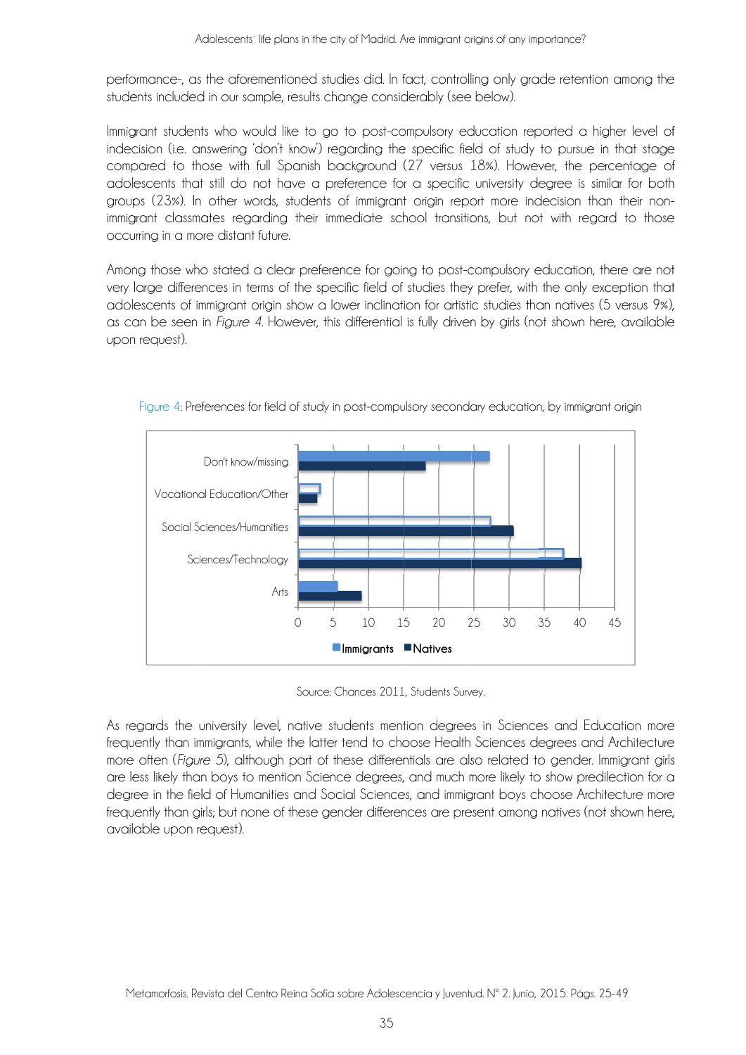performance-, as the aforementioned studies did. In fact, controlling only grade retention among the students included in our sample, results change considerably (see below).

Immigrant students who would like to go to post-compulsory education reported a higher level of indecision (i.e. answering 'don't know') regarding the specific field of study to pursue in that stage compared to those with full Spanish background (27 versus 18%). However, the percentage of adolescents that still do not have a preference for a specific university degree is similar for both groups (23%). In other words, students of immigrant origin report more indecision than their non-immigrant classmates regarding their immediate school transitions, but not with regard to those occurring in a more distant future.

Among those who stated a clear preference for going to post-compulsory education, there are not very large differences in terms of the specific field of studies they prefer, with the only exception that adolescents of immigrant origin show a lower inclination for artistic studies than natives (5 versus 9%), as can be seen in *Figure 4*. However, this differential is fully driven by girls (not shown here, available upon request).

Figure 4: Preferences for field of study in post-compulsory secondary education, by immigrant origin

Source: Chances 2011, Students Survey.

As regards the university level, native students mention degrees in Sciences and Education more frequently than immigrants, while the latter tend to choose Health Sciences degrees and Architecture more often (*Figure 5*), although part of these differentials are also related to gender. Immigrant girls are less likely than boys to mention Science degrees, and much more likely to show predilection for a degree in the field of Humanities and Social Sciences, and immigrant boys choose Architecture more frequently than girls; but none of these gender differences are present among natives (not shown here, available upon request).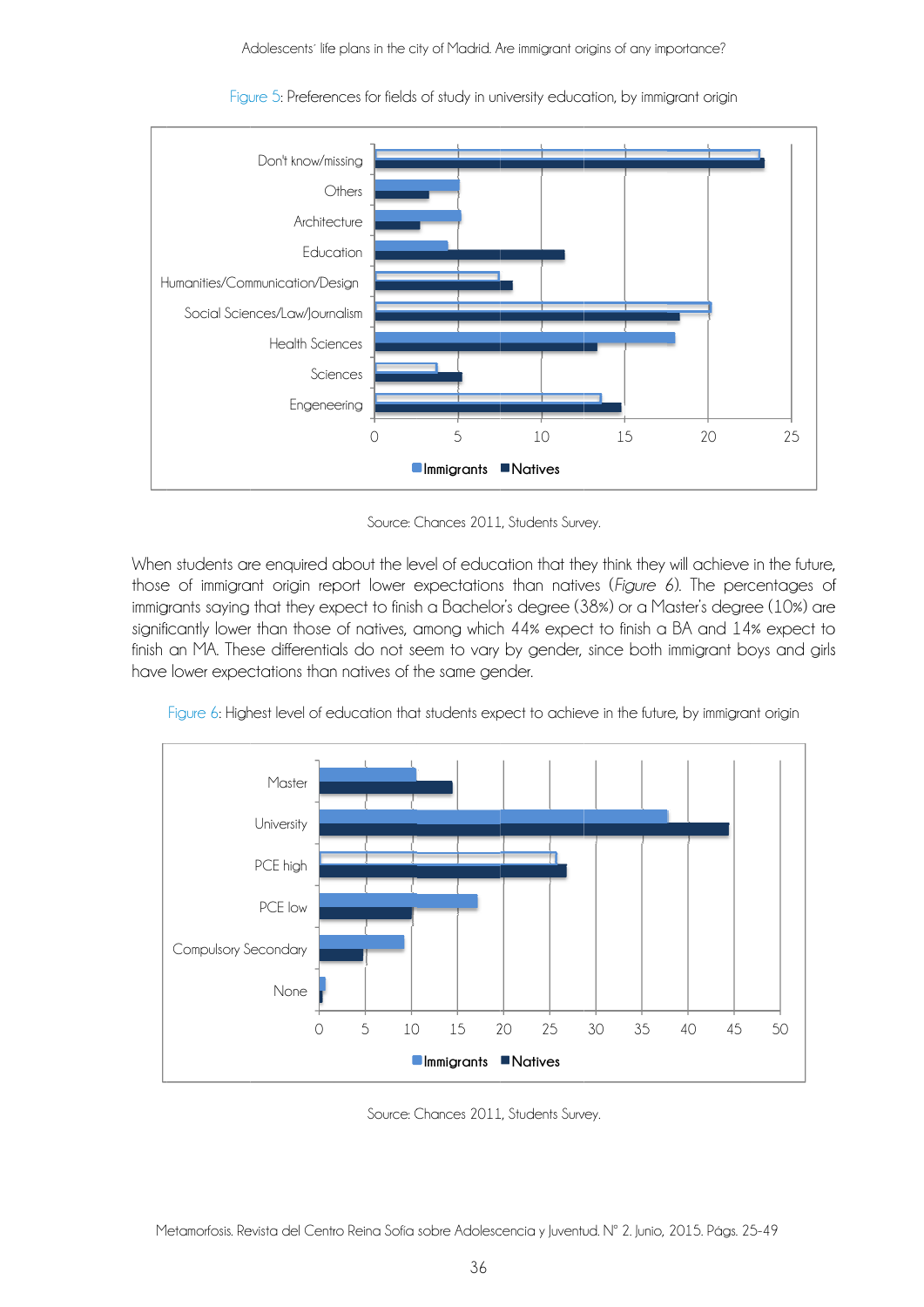Figure 5: Preferences for fields of study in university education, by immigrant origin

Source: Chances 2011, Students Survey.

When students are enquired about the level of education that they think they will achieve in the future, those of immigrant origin report lower expectations than natives (*Figure 6*). The percentages of immigrants saying that they expect to finish a Bachelor's degree (38%) or a Master's degree (10%) are significantly lower than those of natives, among which 44% expect to finish a BA and 14% expect to finish an MA. These differentials do not seem to vary by gender, since both immigrant boys and girls have lower expectations than natives of the same gender.

Figure 6: Highest level of education that students expect to achieve in the future, by immigrant origin

Source: Chances 2011, Students Survey.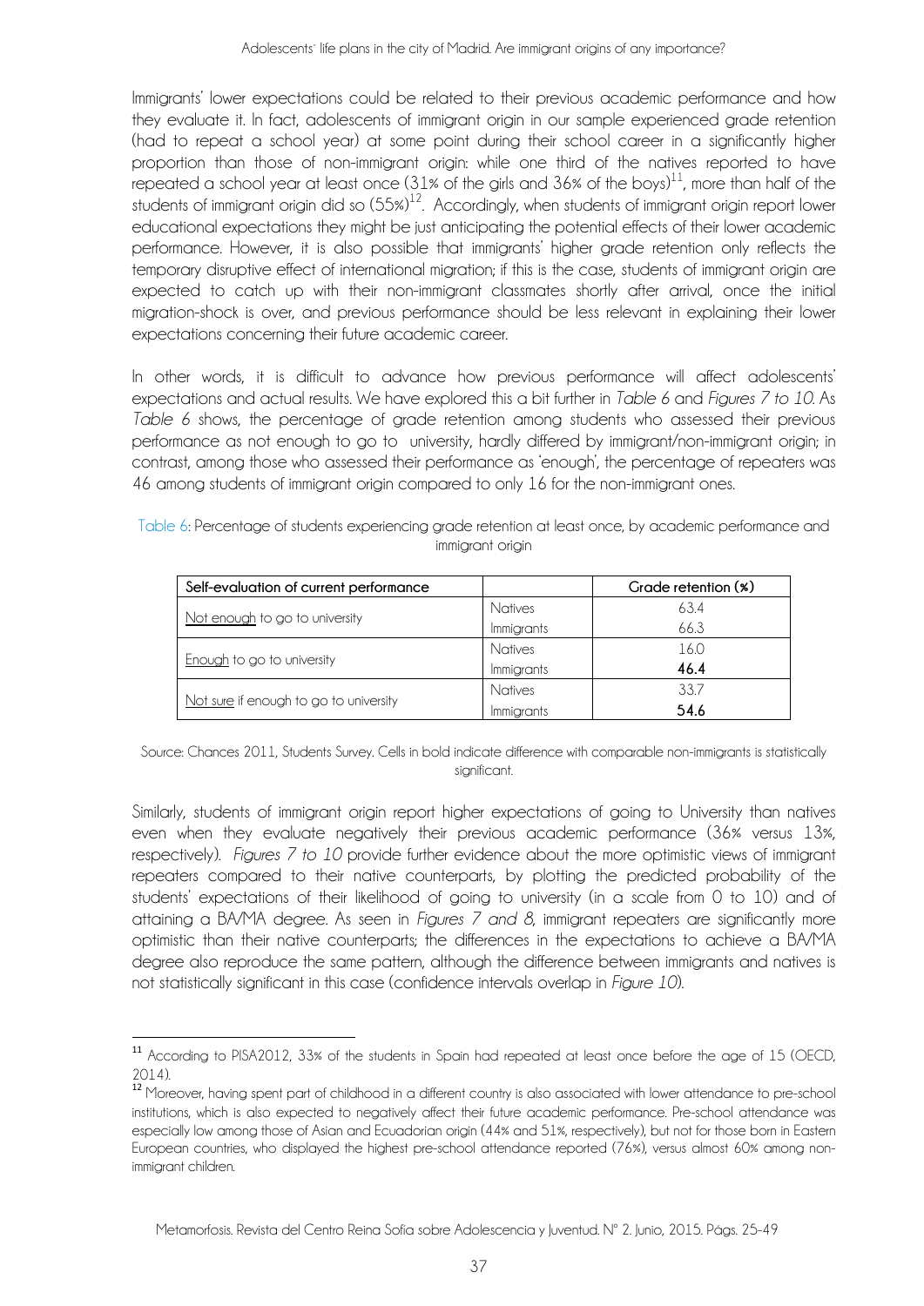Immigrants' lower expectations could be related to their previous academic performance and how they evaluate it. In fact, adolescents of immigrant origin in our sample experienced grade retention (had to repeat a school year) at some point during their school career in a significantly higher proportion than those of non-immigrant origin: while one third of the natives reported to have repeated a school year at least once (31% of the girls and 36% of the boys)[11], more than half of the students of immigrant origin did so (55%)[12]. Accordingly, when students of immigrant origin report lower educational expectations they might be just anticipating the potential effects of their lower academic performance. However, it is also possible that immigrants' higher grade retention only reflects the temporary disruptive effect of international migration; if this is the case, students of immigrant origin are expected to catch up with their non-immigrant classmates shortly after arrival, once the initial migration-shock is over, and previous performance should be less relevant in explaining their lower expectations concerning their future academic career.

In other words, it is difficult to advance how previous performance will affect adolescents' expectations and actual results. We have explored this a bit further in *Table 6* and *Figures 7 to 10*. As *Table 6* shows, the percentage of grade retention among students who assessed their previous performance as not enough to go to university, hardly differed by immigrant/non-immigrant origin; in contrast, among those who assessed their performance as 'enough', the percentage of repeaters was 46 among students of immigrant origin compared to only 16 for the non-immigrant ones.

Table 6: Percentage of students experiencing grade retention at least once, by academic performance and immigrant origin

| Self-evaluation of current performance | | Grade retention (%) |
|---|---|---|
| Not enough to go to university | Natives | 63.4 |
| | Immigrants | 66.3 |
| Enough to go to university | Natives | 16.0 |
| | Immigrants | **46.4** |
| Not sure if enough to go to university | Natives | 33.7 |
| | Immigrants | **54.6** |

Source: Chances 2011, Students Survey. Cells in bold indicate difference with comparable non-immigrants is statistically significant.

Similarly, students of immigrant origin report higher expectations of going to University than natives even when they evaluate negatively their previous academic performance (36% versus 13%, respectively). *Figures 7 to 10* provide further evidence about the more optimistic views of immigrant repeaters compared to their native counterparts, by plotting the predicted probability of the students' expectations of their likelihood of going to university (in a scale from 0 to 10) and of attaining a BA/MA degree. As seen in *Figures 7 and 8*, immigrant repeaters are significantly more optimistic than their native counterparts; the differences in the expectations to achieve a BA/MA degree also reproduce the same pattern, although the difference between immigrants and natives is not statistically significant in this case (confidence intervals overlap in *Figure 10*).

---

[11] According to PISA2012, 33% of the students in Spain had repeated at least once before the age of 15 (OECD, 2014).

[12] Moreover, having spent part of childhood in a different country is also associated with lower attendance to pre-school institutions, which is also expected to negatively affect their future academic performance. Pre-school attendance was especially low among those of Asian and Ecuadorian origin (44% and 51%, respectively), but not for those born in Eastern European countries, who displayed the highest pre-school attendance reported (76%), versus almost 60% among non-immigrant children.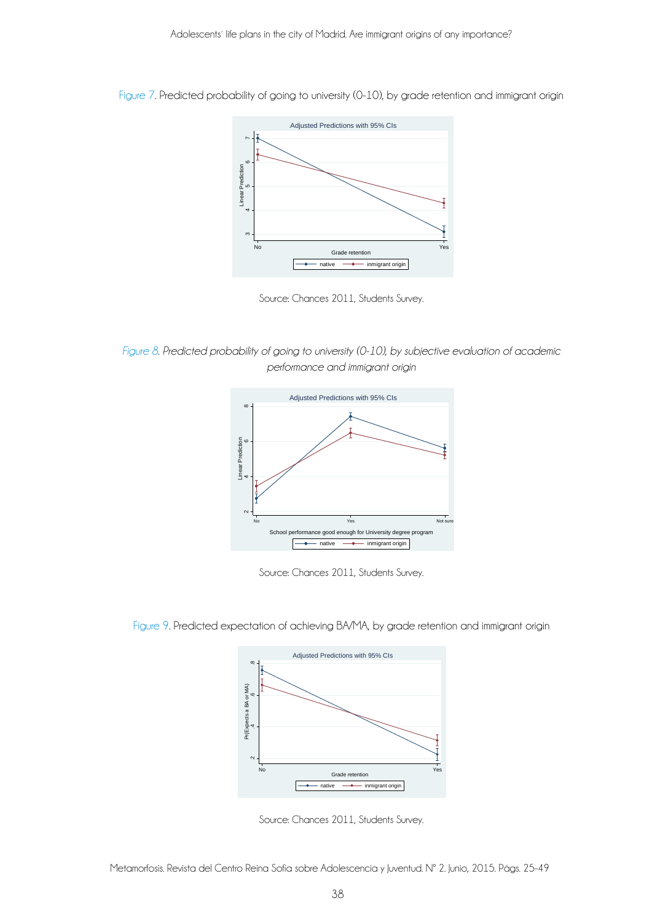Figure 7. Predicted probability of going to university (0-10), by grade retention and immigrant origin

Source: Chances 2011, Students Survey.

*Figure 8. Predicted probability of going to university (0-10), by subjective evaluation of academic performance and immigrant origin*

Source: Chances 2011, Students Survey.

Figure 9. Predicted expectation of achieving BA/MA, by grade retention and immigrant origin

Source: Chances 2011, Students Survey.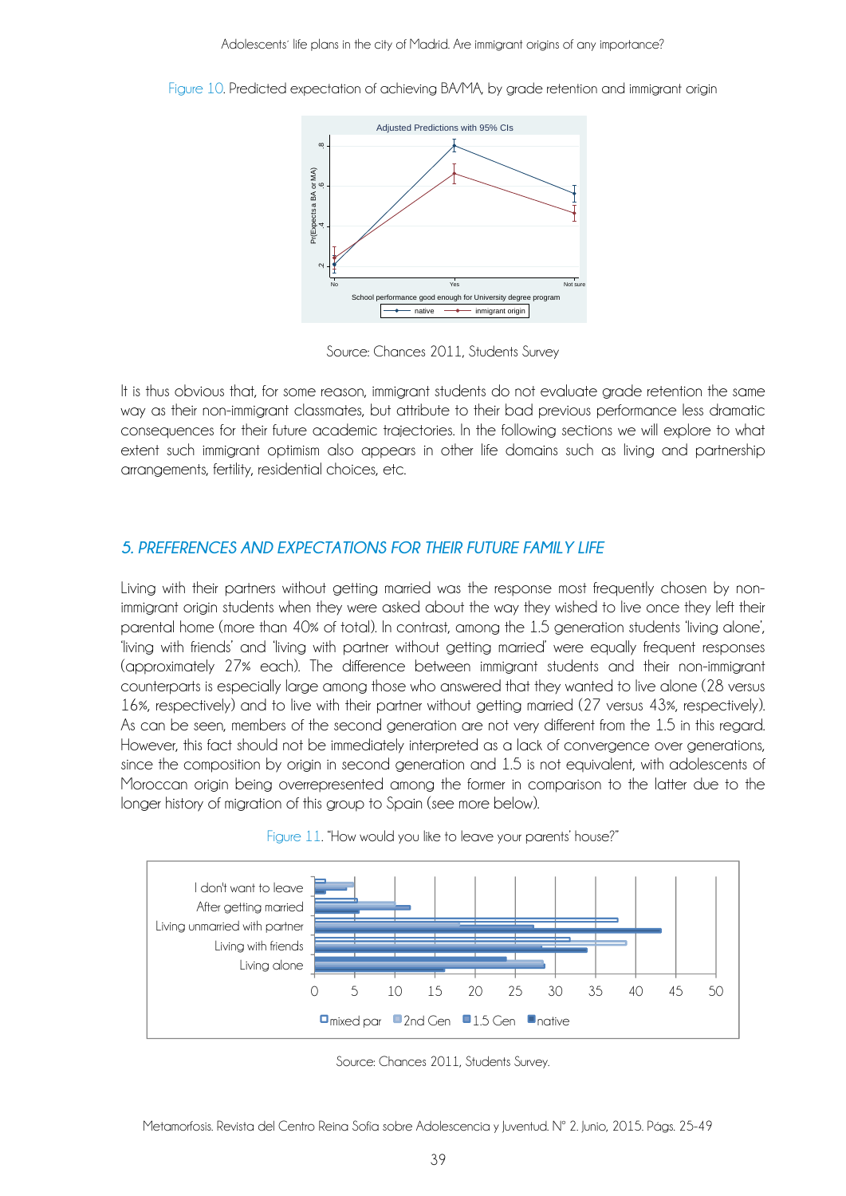Figure 10. Predicted expectation of achieving BA/MA, by grade retention and immigrant origin

Source: Chances 2011, Students Survey

It is thus obvious that, for some reason, immigrant students do not evaluate grade retention the same way as their non-immigrant classmates, but attribute to their bad previous performance less dramatic consequences for their future academic trajectories. In the following sections we will explore to what extent such immigrant optimism also appears in other life domains such as living and partnership arrangements, fertility, residential choices, etc.

## *5. PREFERENCES AND EXPECTATIONS FOR THEIR FUTURE FAMILY LIFE*

Living with their partners without getting married was the response most frequently chosen by non-immigrant origin students when they were asked about the way they wished to live once they left their parental home (more than 40% of total). In contrast, among the 1.5 generation students 'living alone', 'living with friends' and 'living with partner without getting married' were equally frequent responses (approximately 27% each). The difference between immigrant students and their non-immigrant counterparts is especially large among those who answered that they wanted to live alone (28 versus 16%, respectively) and to live with their partner without getting married (27 versus 43%, respectively). As can be seen, members of the second generation are not very different from the 1.5 in this regard. However, this fact should not be immediately interpreted as a lack of convergence over generations, since the composition by origin in second generation and 1.5 is not equivalent, with adolescents of Moroccan origin being overrepresented among the former in comparison to the latter due to the longer history of migration of this group to Spain (see more below).

Figure 11. "How would you like to leave your parents' house?"

Source: Chances 2011, Students Survey.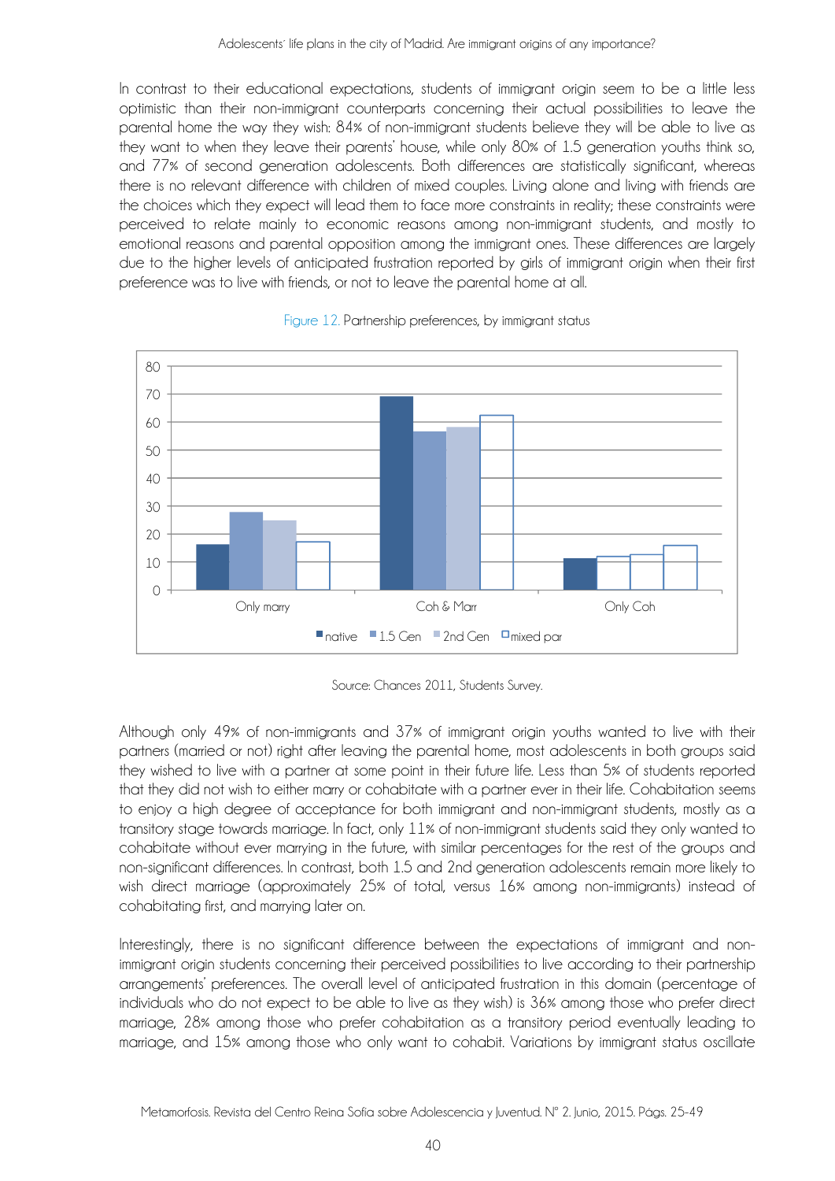In contrast to their educational expectations, students of immigrant origin seem to be a little less optimistic than their non-immigrant counterparts concerning their actual possibilities to leave the parental home the way they wish: 84% of non-immigrant students believe they will be able to live as they want to when they leave their parents' house, while only 80% of 1.5 generation youths think so, and 77% of second generation adolescents. Both differences are statistically significant, whereas there is no relevant difference with children of mixed couples. Living alone and living with friends are the choices which they expect will lead them to face more constraints in reality; these constraints were perceived to relate mainly to economic reasons among non-immigrant students, and mostly to emotional reasons and parental opposition among the immigrant ones. These differences are largely due to the higher levels of anticipated frustration reported by girls of immigrant origin when their first preference was to live with friends, or not to leave the parental home at all.

Figure 12. Partnership preferences, by immigrant status

Source: Chances 2011, Students Survey.

Although only 49% of non-immigrants and 37% of immigrant origin youths wanted to live with their partners (married or not) right after leaving the parental home, most adolescents in both groups said they wished to live with a partner at some point in their future life. Less than 5% of students reported that they did not wish to either marry or cohabitate with a partner ever in their life. Cohabitation seems to enjoy a high degree of acceptance for both immigrant and non-immigrant students, mostly as a transitory stage towards marriage. In fact, only 11% of non-immigrant students said they only wanted to cohabitate without ever marrying in the future, with similar percentages for the rest of the groups and non-significant differences. In contrast, both 1.5 and 2nd generation adolescents remain more likely to wish direct marriage (approximately 25% of total, versus 16% among non-immigrants) instead of cohabitating first, and marrying later on.

Interestingly, there is no significant difference between the expectations of immigrant and non-immigrant origin students concerning their perceived possibilities to live according to their partnership arrangements' preferences. The overall level of anticipated frustration in this domain (percentage of individuals who do not expect to be able to live as they wish) is 36% among those who prefer direct marriage, 28% among those who prefer cohabitation as a transitory period eventually leading to marriage, and 15% among those who only want to cohabit. Variations by immigrant status oscillate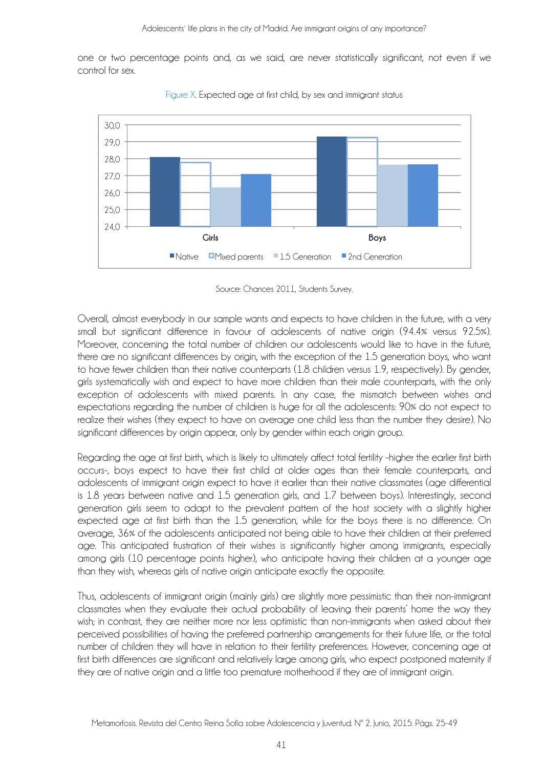one or two percentage points and, as we said, are never statistically significant, not even if we control for sex.

Figure X. Expected age at first child, by sex and immigrant status

Source: Chances 2011, Students Survey.

Overall, almost everybody in our sample wants and expects to have children in the future, with a very small but significant difference in favour of adolescents of native origin (94.4% versus 92.5%). Moreover, concerning the total number of children our adolescents would like to have in the future, there are no significant differences by origin, with the exception of the 1.5 generation boys, who want to have fewer children than their native counterparts (1.8 children versus 1.9, respectively). By gender, girls systematically wish and expect to have more children than their male counterparts, with the only exception of adolescents with mixed parents. In any case, the mismatch between wishes and expectations regarding the number of children is huge for all the adolescents: 90% do not expect to realize their wishes (they expect to have on average one child less than the number they desire). No significant differences by origin appear, only by gender within each origin group.

Regarding the age at first birth, which is likely to ultimately affect total fertility -higher the earlier first birth occurs-, boys expect to have their first child at older ages than their female counterparts, and adolescents of immigrant origin expect to have it earlier than their native classmates (age differential is 1.8 years between native and 1.5 generation girls, and 1.7 between boys). Interestingly, second generation girls seem to adapt to the prevalent pattern of the host society with a slightly higher expected age at first birth than the 1.5 generation, while for the boys there is no difference. On average, 36% of the adolescents anticipated not being able to have their children at their preferred age. This anticipated frustration of their wishes is significantly higher among immigrants, especially among girls (10 percentage points higher), who anticipate having their children at a younger age than they wish, whereas girls of native origin anticipate exactly the opposite.

Thus, adolescents of immigrant origin (mainly girls) are slightly more pessimistic than their non-immigrant classmates when they evaluate their actual probability of leaving their parents' home the way they wish; in contrast, they are neither more nor less optimistic than non-immigrants when asked about their perceived possibilities of having the preferred partnership arrangements for their future life, or the total number of children they will have in relation to their fertility preferences. However, concerning age at first birth differences are significant and relatively large among girls, who expect postponed maternity if they are of native origin and a little too premature motherhood if they are of immigrant origin.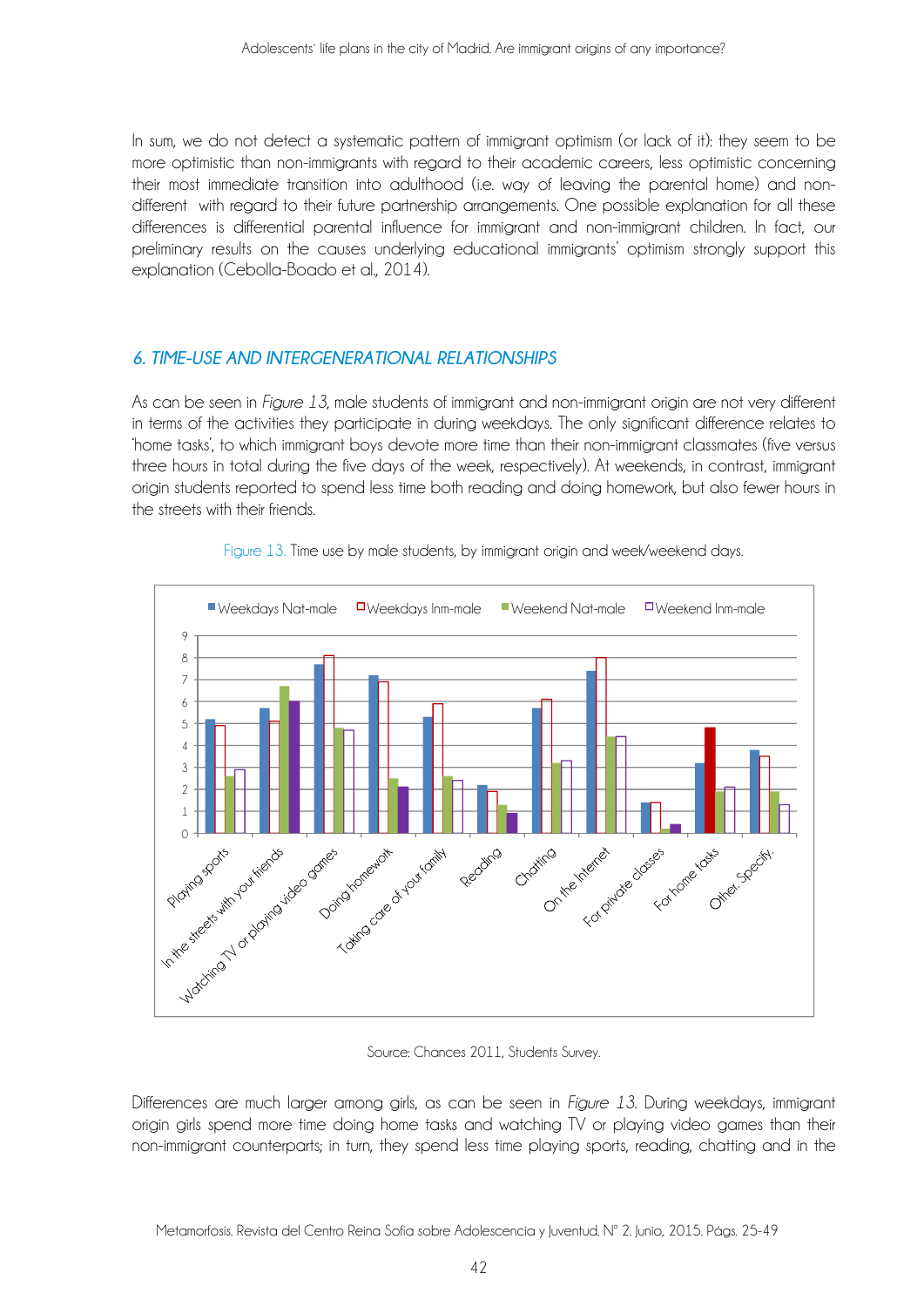In sum, we do not detect a systematic pattern of immigrant optimism (or lack of it): they seem to be more optimistic than non-immigrants with regard to their academic careers, less optimistic concerning their most immediate transition into adulthood (i.e. way of leaving the parental home) and non-different with regard to their future partnership arrangements. One possible explanation for all these differences is differential parental influence for immigrant and non-immigrant children. In fact, our preliminary results on the causes underlying educational immigrants' optimism strongly support this explanation (Cebolla-Boado et al., 2014).

## *6. TIME-USE AND INTERGENERATIONAL RELATIONSHIPS*

As can be seen in *Figure 13*, male students of immigrant and non-immigrant origin are not very different in terms of the activities they participate in during weekdays. The only significant difference relates to 'home tasks', to which immigrant boys devote more time than their non-immigrant classmates (five versus three hours in total during the five days of the week, respectively). At weekends, in contrast, immigrant origin students reported to spend less time both reading and doing homework, but also fewer hours in the streets with their friends.

Figure 13. Time use by male students, by immigrant origin and week/weekend days.

Source: Chances 2011, Students Survey.

Differences are much larger among girls, as can be seen in *Figure 13*. During weekdays, immigrant origin girls spend more time doing home tasks and watching TV or playing video games than their non-immigrant counterparts; in turn, they spend less time playing sports, reading, chatting and in the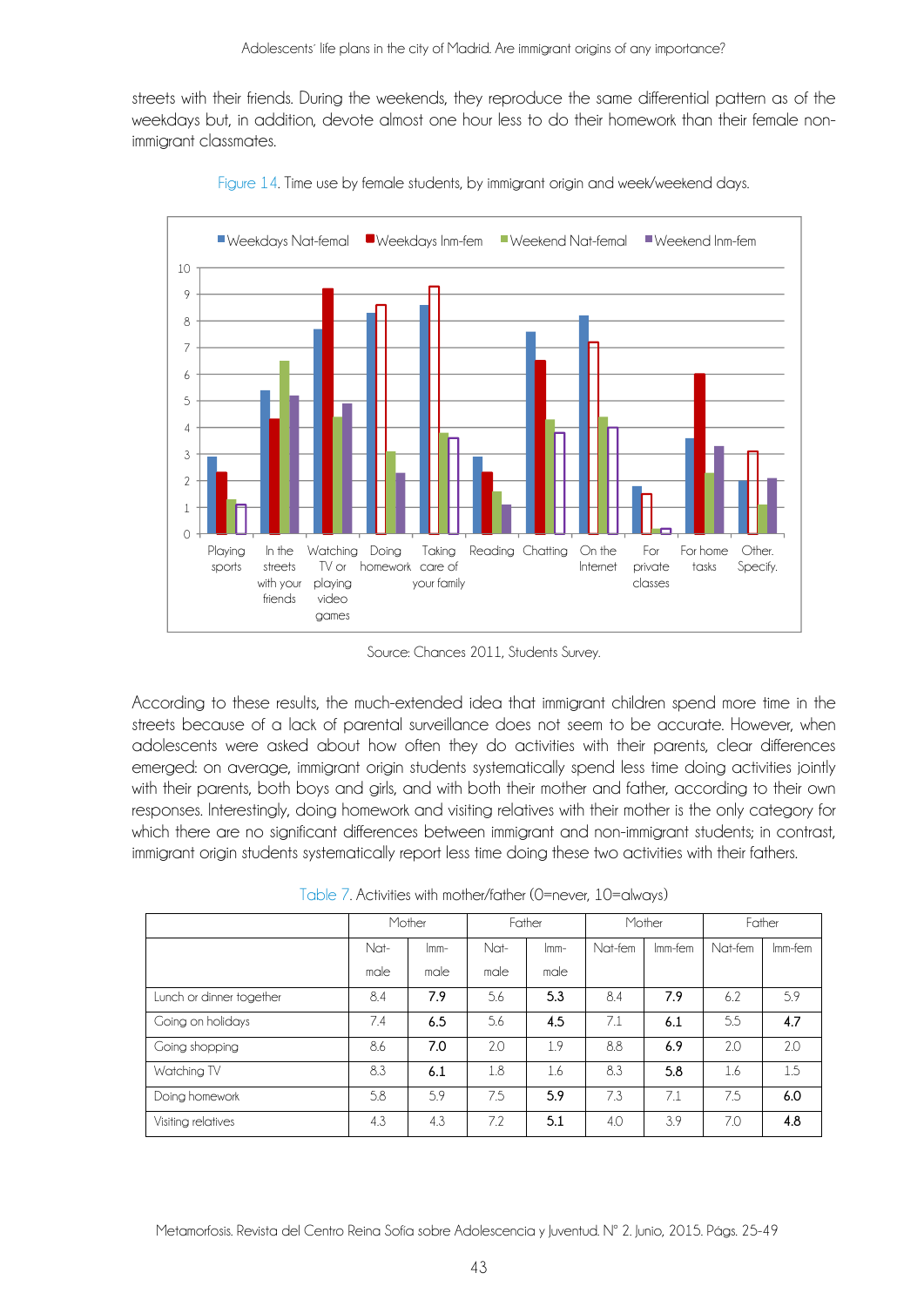streets with their friends. During the weekends, they reproduce the same differential pattern as of the weekdays but, in addition, devote almost one hour less to do their homework than their female non-immigrant classmates.

Figure 14. Time use by female students, by immigrant origin and week/weekend days.

Source: Chances 2011, Students Survey.

According to these results, the much-extended idea that immigrant children spend more time in the streets because of a lack of parental surveillance does not seem to be accurate. However, when adolescents were asked about how often they do activities with their parents, clear differences emerged: on average, immigrant origin students systematically spend less time doing activities jointly with their parents, both boys and girls, and with both their mother and father, according to their own responses. Interestingly, doing homework and visiting relatives with their mother is the only category for which there are no significant differences between immigrant and non-immigrant students; in contrast, immigrant origin students systematically report less time doing these two activities with their fathers.

Table 7. Activities with mother/father (0=never, 10=always)

| | Mother | | Father | | Mother | | Father | |
|---|---|---|---|---|---|---|---|---|
| | Nat-male | Imm-male | Nat-male | Imm-male | Nat-fem | Imm-fem | Nat-fem | Imm-fem |
| Lunch or dinner together | 8.4 | **7.9** | 5.6 | **5.3** | 8.4 | **7.9** | 6.2 | 5.9 |
| Going on holidays | 7.4 | **6.5** | 5.6 | **4.5** | 7.1 | **6.1** | 5.5 | **4.7** |
| Going shopping | 8.6 | **7.0** | 2.0 | 1.9 | 8.8 | **6.9** | 2.0 | 2.0 |
| Watching TV | 8.3 | **6.1** | 1.8 | 1.6 | 8.3 | **5.8** | 1.6 | 1.5 |
| Doing homework | 5.8 | 5.9 | 7.5 | **5.9** | 7.3 | 7.1 | 7.5 | **6.0** |
| Visiting relatives | 4.3 | 4.3 | 7.2 | **5.1** | 4.0 | 3.9 | 7.0 | **4.8** |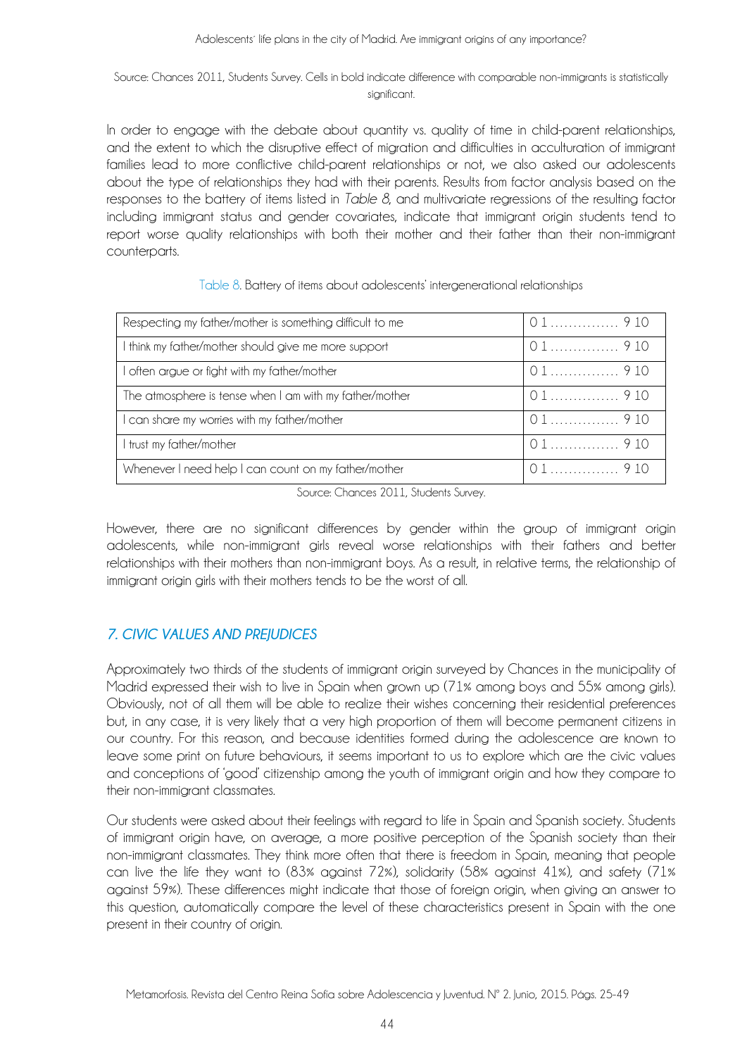Source: Chances 2011, Students Survey. Cells in bold indicate difference with comparable non-immigrants is statistically significant.

In order to engage with the debate about quantity vs. quality of time in child-parent relationships, and the extent to which the disruptive effect of migration and difficulties in acculturation of immigrant families lead to more conflictive child-parent relationships or not, we also asked our adolescents about the type of relationships they had with their parents. Results from factor analysis based on the responses to the battery of items listed in *Table 8*, and multivariate regressions of the resulting factor including immigrant status and gender covariates, indicate that immigrant origin students tend to report worse quality relationships with both their mother and their father than their non-immigrant counterparts.

Table 8. Battery of items about adolescents' intergenerational relationships

| | |
|---|---|
| Respecting my father/mother is something difficult to me | 0 1 …………… 9 10 |
| I think my father/mother should give me more support | 0 1 …………… 9 10 |
| I often argue or fight with my father/mother | 0 1 …………… 9 10 |
| The atmosphere is tense when I am with my father/mother | 0 1 …………… 9 10 |
| I can share my worries with my father/mother | 0 1 …………… 9 10 |
| I trust my father/mother | 0 1 …………… 9 10 |
| Whenever I need help I can count on my father/mother | 0 1 …………… 9 10 |

Source: Chances 2011, Students Survey.

However, there are no significant differences by gender within the group of immigrant origin adolescents, while non-immigrant girls reveal worse relationships with their fathers and better relationships with their mothers than non-immigrant boys. As a result, in relative terms, the relationship of immigrant origin girls with their mothers tends to be the worst of all.

## *7. CIVIC VALUES AND PREJUDICES*

Approximately two thirds of the students of immigrant origin surveyed by Chances in the municipality of Madrid expressed their wish to live in Spain when grown up (71% among boys and 55% among girls). Obviously, not of all them will be able to realize their wishes concerning their residential preferences but, in any case, it is very likely that a very high proportion of them will become permanent citizens in our country. For this reason, and because identities formed during the adolescence are known to leave some print on future behaviours, it seems important to us to explore which are the civic values and conceptions of 'good' citizenship among the youth of immigrant origin and how they compare to their non-immigrant classmates.

Our students were asked about their feelings with regard to life in Spain and Spanish society. Students of immigrant origin have, on average, a more positive perception of the Spanish society than their non-immigrant classmates. They think more often that there is freedom in Spain, meaning that people can live the life they want to (83% against 72%), solidarity (58% against 41%), and safety (71% against 59%). These differences might indicate that those of foreign origin, when giving an answer to this question, automatically compare the level of these characteristics present in Spain with the one present in their country of origin.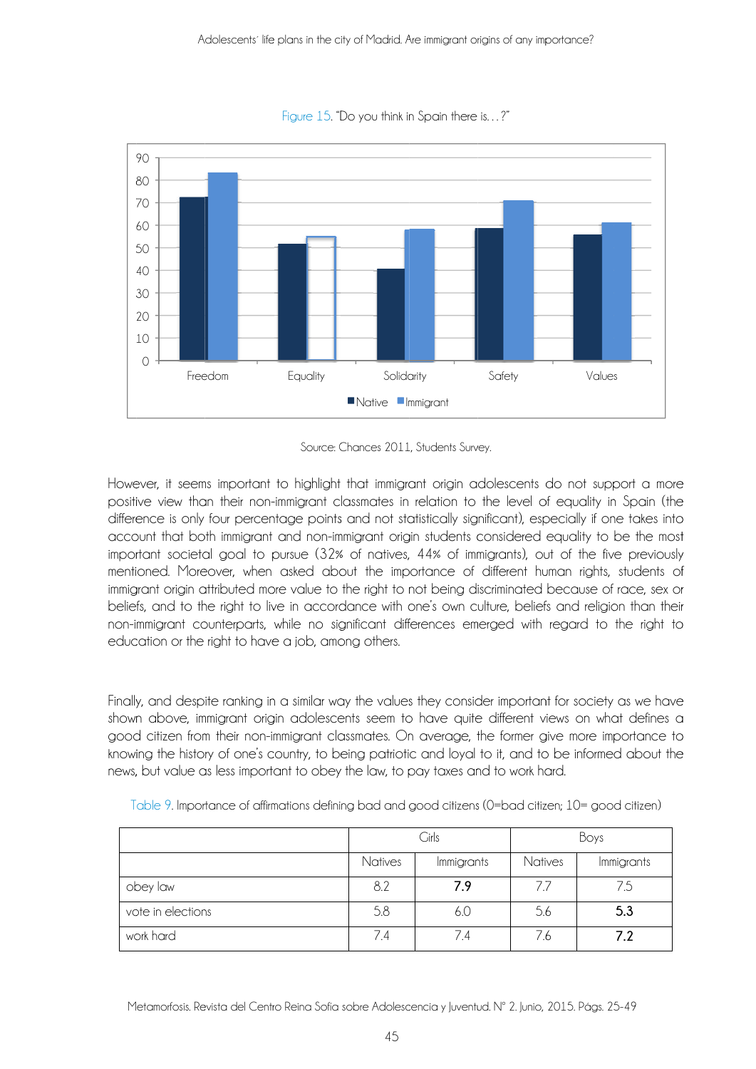Figure 15. "Do you think in Spain there is…?"

Source: Chances 2011, Students Survey.

However, it seems important to highlight that immigrant origin adolescents do not support a more positive view than their non-immigrant classmates in relation to the level of equality in Spain (the difference is only four percentage points and not statistically significant), especially if one takes into account that both immigrant and non-immigrant origin students considered equality to be the most important societal goal to pursue (32% of natives, 44% of immigrants), out of the five previously mentioned. Moreover, when asked about the importance of different human rights, students of immigrant origin attributed more value to the right to not being discriminated because of race, sex or beliefs, and to the right to live in accordance with one's own culture, beliefs and religion than their non-immigrant counterparts, while no significant differences emerged with regard to the right to education or the right to have a job, among others.

Finally, and despite ranking in a similar way the values they consider important for society as we have shown above, immigrant origin adolescents seem to have quite different views on what defines a good citizen from their non-immigrant classmates. On average, the former give more importance to knowing the history of one's country, to being patriotic and loyal to it, and to be informed about the news, but value as less important to obey the law, to pay taxes and to work hard.

Table 9. Importance of affirmations defining bad and good citizens (0=bad citizen; 10= good citizen)

| | Girls | | Boys | |
|---|---|---|---|---|
| | Natives | Immigrants | Natives | Immigrants |
| obey law | 8.2 | **7.9** | 7.7 | 7.5 |
| vote in elections | 5.8 | 6.0 | 5.6 | **5.3** |
| work hard | 7.4 | 7.4 | 7.6 | **7.2** |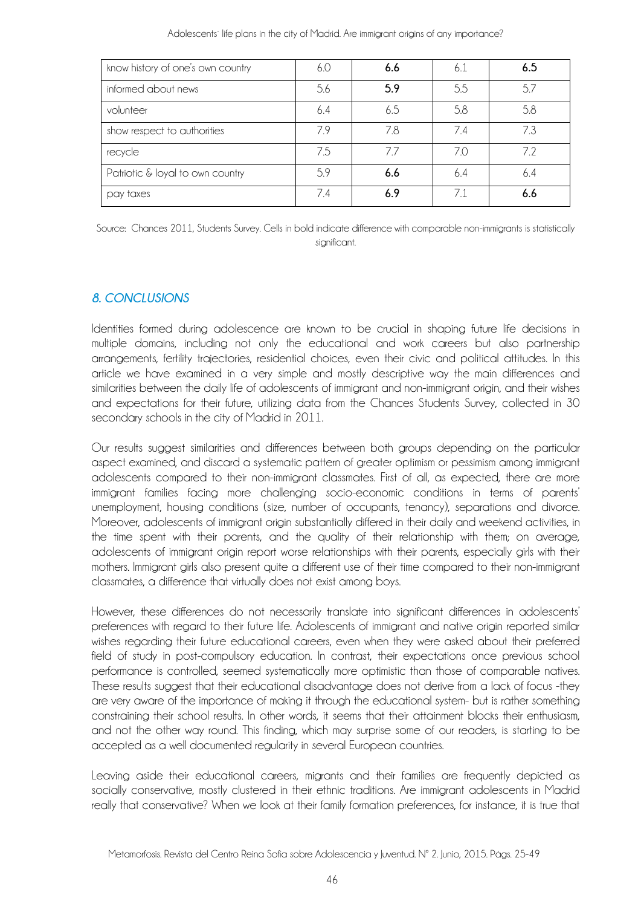| | | | | |
|---|---|---|---|---|
| know history of one's own country | 6.0 | **6.6** | 6.1 | **6.5** |
| informed about news | 5.6 | **5.9** | 5.5 | 5.7 |
| volunteer | 6.4 | 6.5 | 5.8 | 5.8 |
| show respect to authorities | 7.9 | 7.8 | 7.4 | 7.3 |
| recycle | 7.5 | 7.7 | 7.0 | 7.2 |
| Patriotic & loyal to own country | 5.9 | **6.6** | 6.4 | 6.4 |
| pay taxes | 7.4 | **6.9** | 7.1 | **6.6** |

Source: Chances 2011, Students Survey. Cells in bold indicate difference with comparable non-immigrants is statistically significant.

## *8. CONCLUSIONS*

Identities formed during adolescence are known to be crucial in shaping future life decisions in multiple domains, including not only the educational and work careers but also partnership arrangements, fertility trajectories, residential choices, even their civic and political attitudes. In this article we have examined in a very simple and mostly descriptive way the main differences and similarities between the daily life of adolescents of immigrant and non-immigrant origin, and their wishes and expectations for their future, utilizing data from the Chances Students Survey, collected in 30 secondary schools in the city of Madrid in 2011.

Our results suggest similarities and differences between both groups depending on the particular aspect examined, and discard a systematic pattern of greater optimism or pessimism among immigrant adolescents compared to their non-immigrant classmates. First of all, as expected, there are more immigrant families facing more challenging socio-economic conditions in terms of parents' unemployment, housing conditions (size, number of occupants, tenancy), separations and divorce. Moreover, adolescents of immigrant origin substantially differed in their daily and weekend activities, in the time spent with their parents, and the quality of their relationship with them; on average, adolescents of immigrant origin report worse relationships with their parents, especially girls with their mothers. Immigrant girls also present quite a different use of their time compared to their non-immigrant classmates, a difference that virtually does not exist among boys.

However, these differences do not necessarily translate into significant differences in adolescents' preferences with regard to their future life. Adolescents of immigrant and native origin reported similar wishes regarding their future educational careers, even when they were asked about their preferred field of study in post-compulsory education. In contrast, their expectations once previous school performance is controlled, seemed systematically more optimistic than those of comparable natives. These results suggest that their educational disadvantage does not derive from a lack of focus -they are very aware of the importance of making it through the educational system- but is rather something constraining their school results. In other words, it seems that their attainment blocks their enthusiasm, and not the other way round. This finding, which may surprise some of our readers, is starting to be accepted as a well documented regularity in several European countries.

Leaving aside their educational careers, migrants and their families are frequently depicted as socially conservative, mostly clustered in their ethnic traditions. Are immigrant adolescents in Madrid really that conservative? When we look at their family formation preferences, for instance, it is true that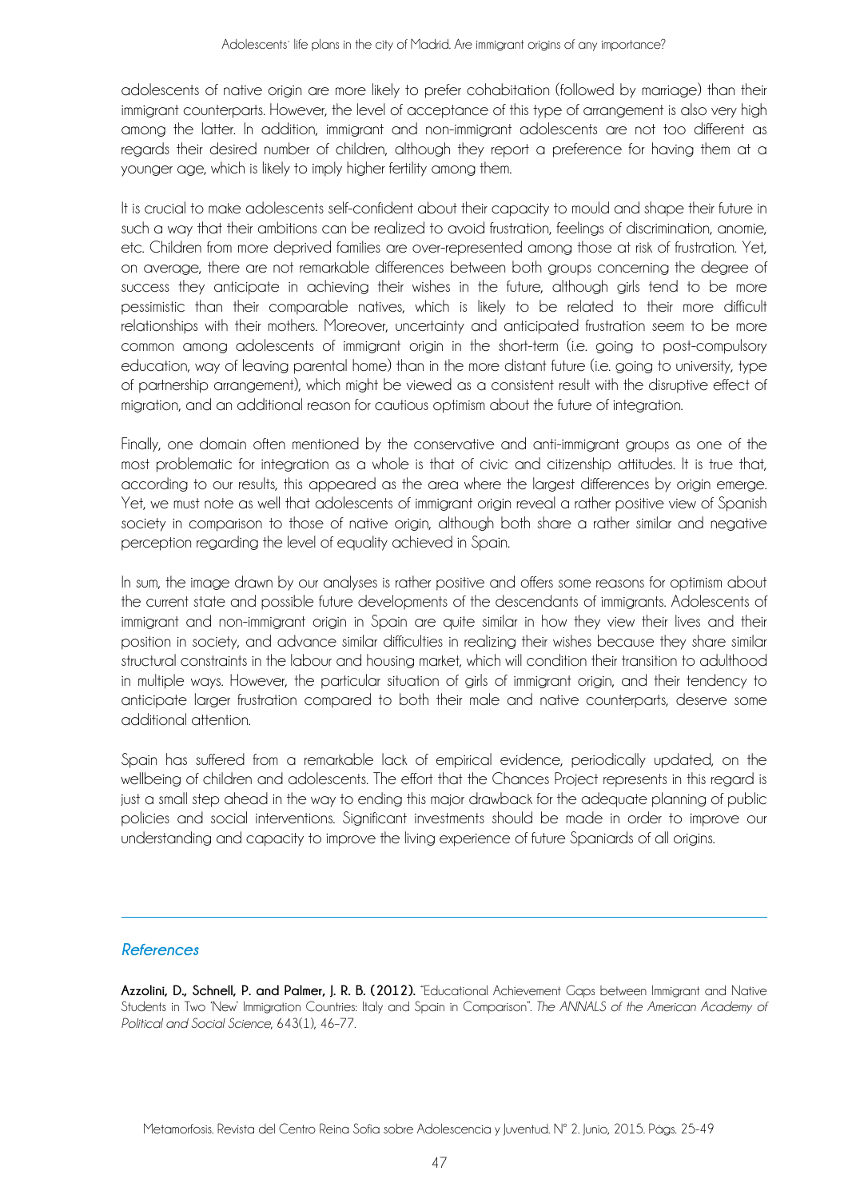adolescents of native origin are more likely to prefer cohabitation (followed by marriage) than their immigrant counterparts. However, the level of acceptance of this type of arrangement is also very high among the latter. In addition, immigrant and non-immigrant adolescents are not too different as regards their desired number of children, although they report a preference for having them at a younger age, which is likely to imply higher fertility among them.

It is crucial to make adolescents self-confident about their capacity to mould and shape their future in such a way that their ambitions can be realized to avoid frustration, feelings of discrimination, anomie, etc. Children from more deprived families are over-represented among those at risk of frustration. Yet, on average, there are not remarkable differences between both groups concerning the degree of success they anticipate in achieving their wishes in the future, although girls tend to be more pessimistic than their comparable natives, which is likely to be related to their more difficult relationships with their mothers. Moreover, uncertainty and anticipated frustration seem to be more common among adolescents of immigrant origin in the short-term (i.e. going to post-compulsory education, way of leaving parental home) than in the more distant future (i.e. going to university, type of partnership arrangement), which might be viewed as a consistent result with the disruptive effect of migration, and an additional reason for cautious optimism about the future of integration.

Finally, one domain often mentioned by the conservative and anti-immigrant groups as one of the most problematic for integration as a whole is that of civic and citizenship attitudes. It is true that, according to our results, this appeared as the area where the largest differences by origin emerge. Yet, we must note as well that adolescents of immigrant origin reveal a rather positive view of Spanish society in comparison to those of native origin, although both share a rather similar and negative perception regarding the level of equality achieved in Spain.

In sum, the image drawn by our analyses is rather positive and offers some reasons for optimism about the current state and possible future developments of the descendants of immigrants. Adolescents of immigrant and non-immigrant origin in Spain are quite similar in how they view their lives and their position in society, and advance similar difficulties in realizing their wishes because they share similar structural constraints in the labour and housing market, which will condition their transition to adulthood in multiple ways. However, the particular situation of girls of immigrant origin, and their tendency to anticipate larger frustration compared to both their male and native counterparts, deserve some additional attention.

Spain has suffered from a remarkable lack of empirical evidence, periodically updated, on the wellbeing of children and adolescents. The effort that the Chances Project represents in this regard is just a small step ahead in the way to ending this major drawback for the adequate planning of public policies and social interventions. Significant investments should be made in order to improve our understanding and capacity to improve the living experience of future Spaniards of all origins.

---

## *References*

**Azzolini, D., Schnell, P. and Palmer, J. R. B. (2012).** "Educational Achievement Gaps between Immigrant and Native Students in Two 'New' Immigration Countries: Italy and Spain in Comparison". *The ANNALS of the American Academy of Political and Social Science*, 643(1), 46-77.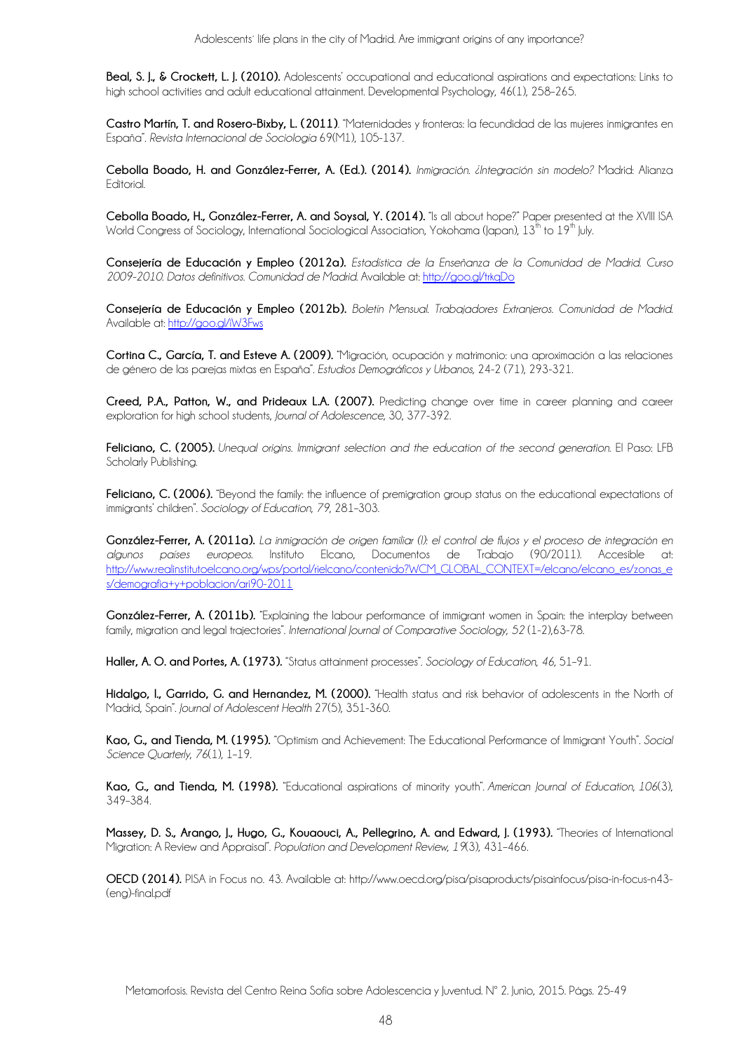**Beal, S. J., & Crockett, L. J. (2010).** Adolescents' occupational and educational aspirations and expectations: Links to high school activities and adult educational attainment. Developmental Psychology, 46(1), 258–265.

**Castro Martín, T. and Rosero-Bixby, L. (2011)**. "Maternidades y fronteras: la fecundidad de las mujeres inmigrantes en España". *Revista Internacional de Sociología* 69(M1), 105-137.

**Cebolla Boado, H. and González-Ferrer, A. (Ed.). (2014).** *Inmigración. ¿Integración sin modelo?* Madrid: Alianza Editorial.

**Cebolla Boado, H., González-Ferrer, A. and Soysal, Y. (2014).** "Is all about hope?" Paper presented at the XVIII ISA World Congress of Sociology, International Sociological Association, Yokohama (Japan), 13th to 19th July.

**Consejería de Educación y Empleo (2012a).** *Estadística de la Enseñanza de la Comunidad de Madrid. Curso 2009-2010. Datos definitivos. Comunidad de Madrid.* Available at: http://goo.gl/trkqDo

**Consejería de Educación y Empleo (2012b).** *Boletín Mensual. Trabajadores Extranjeros. Comunidad de Madrid.* Available at: http://goo.gl/iW3Fws

**Cortina C., García, T. and Esteve A. (2009).** "Migración, ocupación y matrimonio: una aproximación a las relaciones de género de las parejas mixtas en España". *Estudios Demográficos y Urbanos*, 24-2 (71), 293-321.

**Creed, P.A., Patton, W., and Prideaux L.A. (2007).** Predicting change over time in career planning and career exploration for high school students, *Journal of Adolescence*, 30, 377-392.

**Feliciano, C. (2005).** *Unequal origins. Immigrant selection and the education of the second generation.* El Paso: LFB Scholarly Publishing.

**Feliciano, C. (2006).** "Beyond the family: the influence of premigration group status on the educational expectations of immigrants' children". *Sociology of Education*, *79*, 281–303.

**González-Ferrer, A. (2011a).** *La inmigración de origen familiar (I): el control de flujos y el proceso de integración en algunos países europeos.* Instituto Elcano, Documentos de Trabajo (90/2011). Accesible at: http://www.realinstitutoelcano.org/wps/portal/rielcano/contenido?WCM_GLOBAL_CONTEXT=/elcano/elcano_es/zonas_es/demografia+y+poblacion/ari90-2011

**González-Ferrer, A. (2011b).** "Explaining the labour performance of immigrant women in Spain: the interplay between family, migration and legal trajectories". *International Journal of Comparative Sociology, 52* (1-2),63-78.

**Haller, A. O. and Portes, A. (1973).** "Status attainment processes". *Sociology of Education, 46*, 51–91.

**Hidalgo, I., Garrido, G. and Hernandez, M. (2000).** "Health status and risk behavior of adolescents in the North of Madrid, Spain". *Journal of Adolescent Health* 27(5), 351-360.

**Kao, G., and Tienda, M. (1995).** "Optimism and Achievement: The Educational Performance of Immigrant Youth". *Social Science Quarterly, 76*(1), 1–19.

**Kao, G., and Tienda, M. (1998).** "Educational aspirations of minority youth". *American Journal of Education, 106*(3), 349–384.

**Massey, D. S., Arango, J., Hugo, G., Kouaouci, A., Pellegrino, A. and Edward, J. (1993).** "Theories of International Migration: A Review and Appraisal". *Population and Development Review, 19*(3), 431–466.

**OECD (2014).** PISA in Focus no. 43. Available at: http://www.oecd.org/pisa/pisaproducts/pisainfocus/pisa-in-focus-n43-(eng)-final.pdf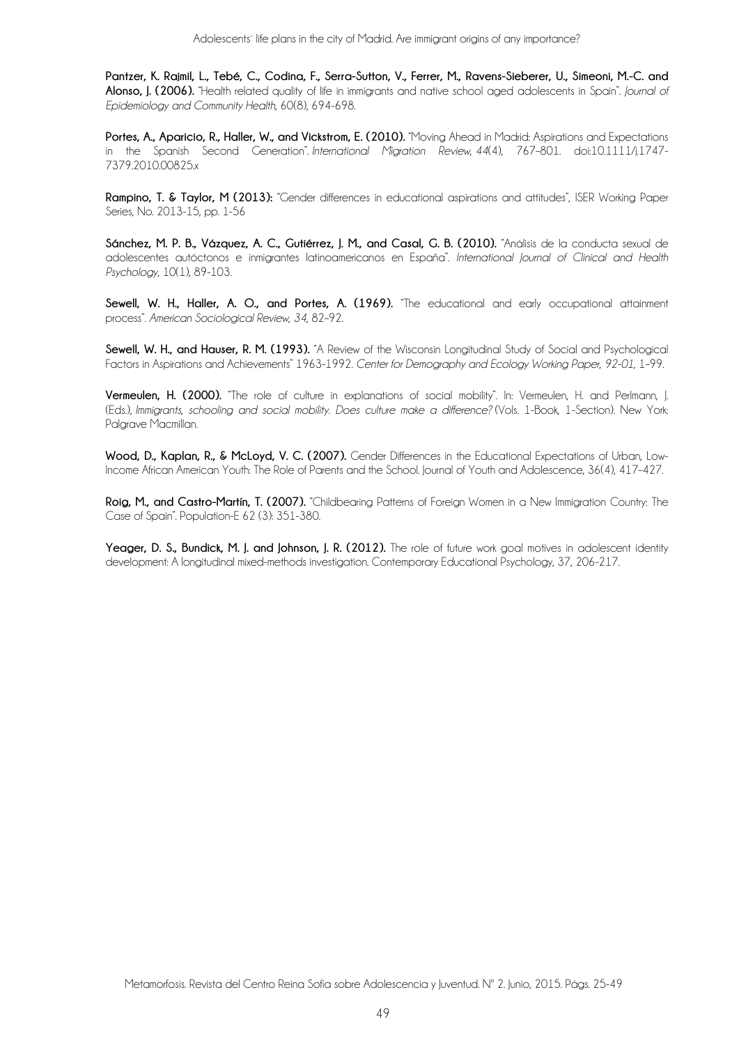**Pantzer, K. Rajmil, L., Tebé, C., Codina, F., Serra-Sutton, V., Ferrer, M., Ravens-Sieberer, U., Simeoni, M.-C. and Alonso, J. (2006).** "Health related quality of life in immigrants and native school aged adolescents in Spain". *Journal of Epidemiology and Community Health*, 60(8), 694-698.

**Portes, A., Aparicio, R., Haller, W., and Vickstrom, E. (2010).** "Moving Ahead in Madrid: Aspirations and Expectations in the Spanish Second Generation". *International Migration Review*, *44*(4), 767–801. doi:10.1111/j.1747-7379.2010.00825.x

**Rampino, T. & Taylor, M (2013):** "Gender differences in educational aspirations and attitudes", ISER Working Paper Series, No. 2013-15, pp. 1-56

**Sánchez, M. P. B., Vázquez, A. C., Gutiérrez, J. M., and Casal, G. B. (2010).** "Análisis de la conducta sexual de adolescentes autóctonos e inmigrantes latinoamericanos en España". *International Journal of Clinical and Health Psychology*, 10(1), 89-103.

**Sewell, W. H., Haller, A. O., and Portes, A. (1969).** "The educational and early occupational attainment process". *American Sociological Review*, *34*, 82–92.

**Sewell, W. H., and Hauser, R. M. (1993).** "A Review of the Wisconsin Longitudinal Study of Social and Psychological Factors in Aspirations and Achievements" 1963-1992. *Center for Demography and Ecology Working Paper*, *92-01*, 1–99.

**Vermeulen, H. (2000).** "The role of culture in explanations of social mobility". In: Vermeulen, H. and Perlmann, J. (Eds.), *Immigrants, schooling and social mobility. Does culture make a difference?* (Vols. 1-Book, 1-Section). New York: Palgrave Macmillan.

**Wood, D., Kaplan, R., & McLoyd, V. C. (2007).** Gender Differences in the Educational Expectations of Urban, Low-Income African American Youth: The Role of Parents and the School. Journal of Youth and Adolescence, 36(4), 417–427.

**Roig, M., and Castro-Martín, T. (2007).** "Childbearing Patterns of Foreign Women in a New Immigration Country: The Case of Spain". Population-E 62 (3): 351-380.

**Yeager, D. S., Bundick, M. J. and Johnson, J. R. (2012).** The role of future work goal motives in adolescent identity development: A longitudinal mixed-methods investigation. Contemporary Educational Psychology, 37, 206-217.